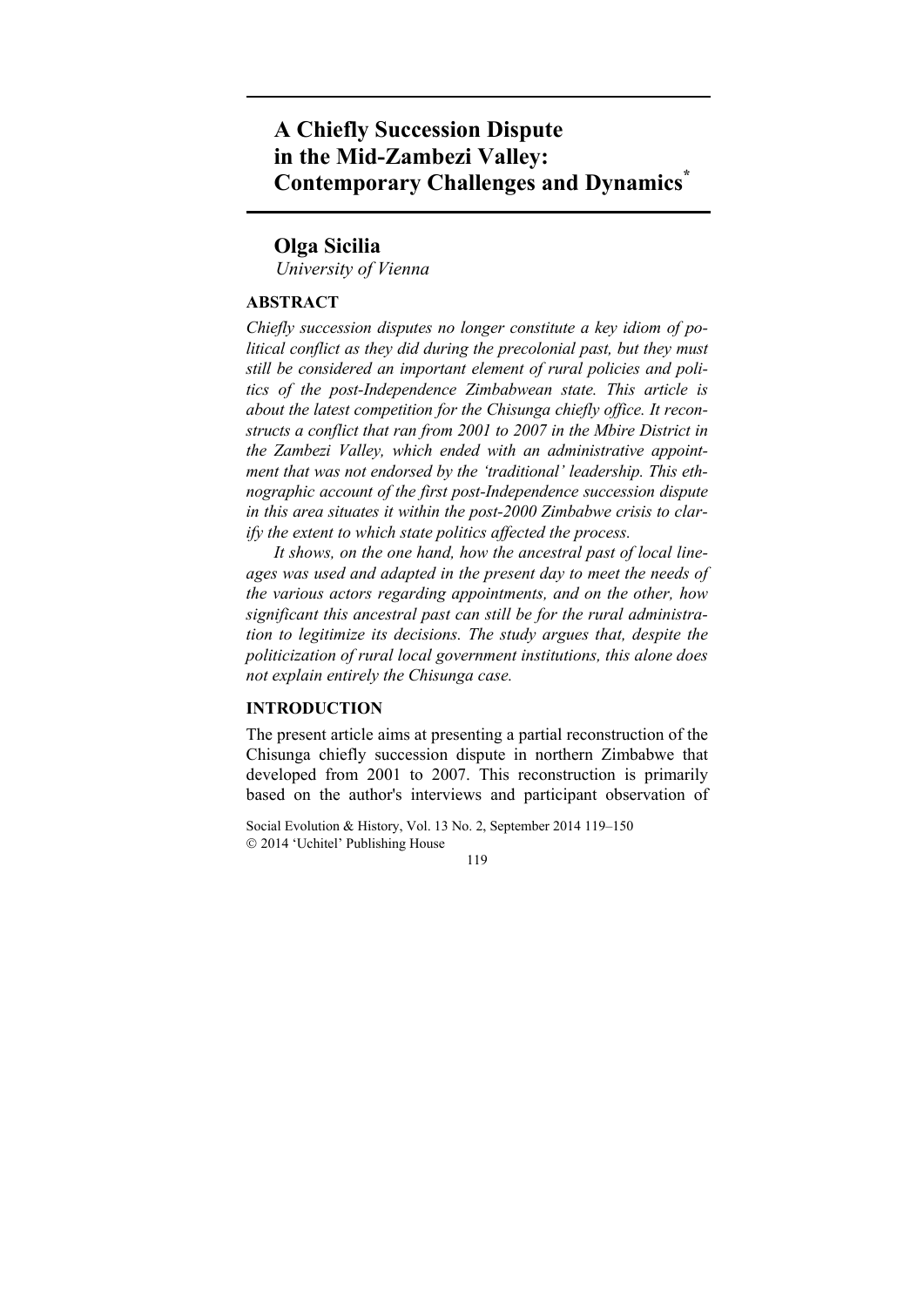# A Chiefly Succession Dispute in the Mid-Zambezi Valley: Contemporary Challenges and Dynamics*

## Olga Sicilia

*University of Vienna*

### ABSTRACT

*Chiefly succession disputes no longer constitute a key idiom of political conflict as they did during the precolonial past, but they must still be considered an important element of rural policies and politics of the post-Independence Zimbabwean state. This article is about the latest competition for the Chisunga chiefly office. It reconstructs a conflict that ran from 2001 to 2007 in the Mbire District in the Zambezi Valley, which ended with an administrative appointment that was not endorsed by the 'traditional' leadership. This ethnographic account of the first post-Independence succession dispute in this area situates it within the post-2000 Zimbabwe crisis to clarify the extent to which state politics affected the process.*

*It shows, on the one hand, how the ancestral past of local lineages was used and adapted in the present day to meet the needs of the various actors regarding appointments, and on the other, how significant this ancestral past can still be for the rural administration to legitimize its decisions. The study argues that, despite the politicization of rural local government institutions, this alone does not explain entirely the Chisunga case.*

### INTRODUCTION

The present article aims at presenting a partial reconstruction of the Chisunga chiefly succession dispute in northern Zimbabwe that developed from 2001 to 2007. This reconstruction is primarily based on the author's interviews and participant observation of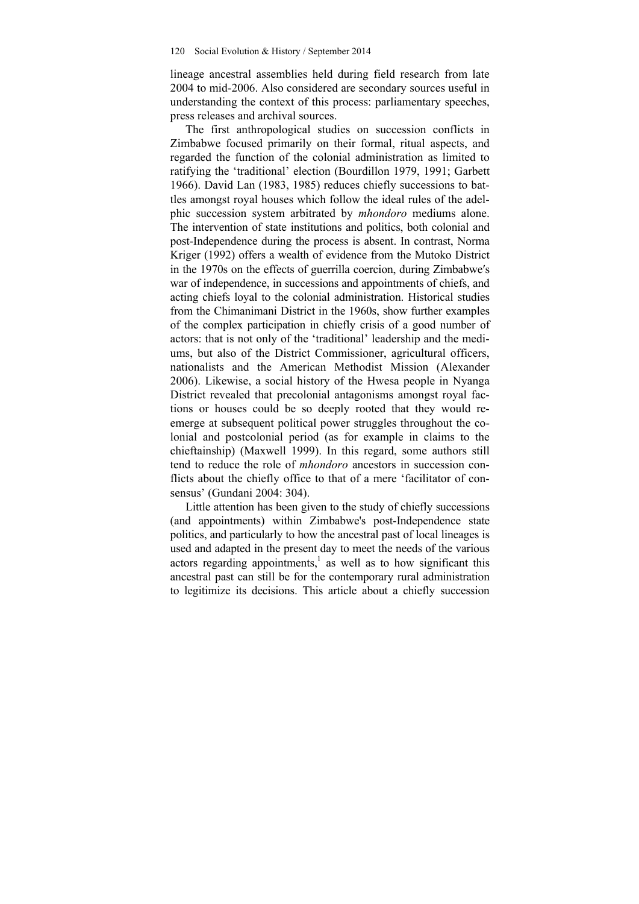lineage ancestral assemblies held during field research from late 2004 to mid-2006. Also considered are secondary sources useful in understanding the context of this process: parliamentary speeches, press releases and archival sources.

The first anthropological studies on succession conflicts in Zimbabwe focused primarily on their formal, ritual aspects, and regarded the function of the colonial administration as limited to ratifying the 'traditional' election (Bourdillon 1979, 1991; Garbett 1966). David Lan (1983, 1985) reduces chiefly successions to battles amongst royal houses which follow the ideal rules of the adelphic succession system arbitrated by *mhondoro* mediums alone. The intervention of state institutions and politics, both colonial and post-Independence during the process is absent. In contrast, Norma Kriger (1992) offers a wealth of evidence from the Mutoko District in the 1970s on the effects of guerrilla coercion, during Zimbabwe′s war of independence, in successions and appointments of chiefs, and acting chiefs loyal to the colonial administration. Historical studies from the Chimanimani District in the 1960s, show further examples of the complex participation in chiefly crisis of a good number of actors: that is not only of the 'traditional' leadership and the mediums, but also of the District Commissioner, agricultural officers, nationalists and the American Methodist Mission (Alexander 2006). Likewise, a social history of the Hwesa people in Nyanga District revealed that precolonial antagonisms amongst royal factions or houses could be so deeply rooted that they would re-emerge at subsequent political power struggles throughout the colonial and postcolonial period (as for example in claims to the chieftainship) (Maxwell 1999). In this regard, some authors still tend to reduce the role of *mhondoro* ancestors in succession conflicts about the chiefly office to that of a mere 'facilitator of consensus' (Gundani 2004: 304).

Little attention has been given to the study of chiefly successions (and appointments) within Zimbabwe's post-Independence state politics, and particularly to how the ancestral past of local lineages is used and adapted in the present day to meet the needs of the various actors regarding appointments,[1] as well as to how significant this ancestral past can still be for the contemporary rural administration to legitimize its decisions. This article about a chiefly succession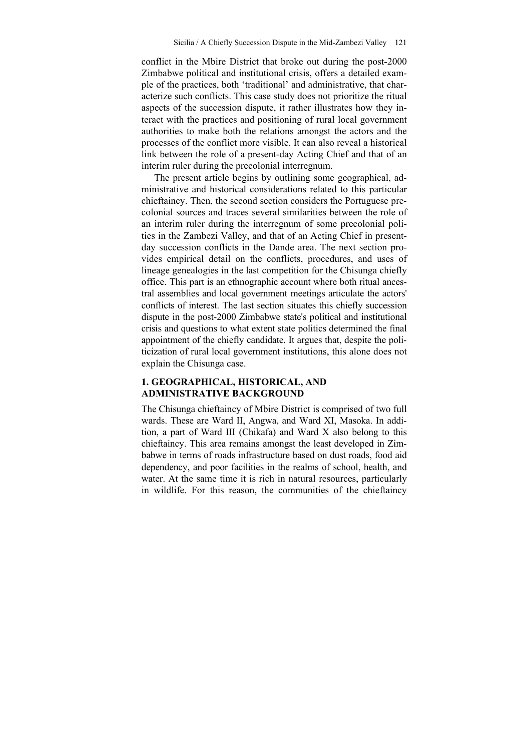conflict in the Mbire District that broke out during the post-2000 Zimbabwe political and institutional crisis, offers a detailed example of the practices, both 'traditional' and administrative, that characterize such conflicts. This case study does not prioritize the ritual aspects of the succession dispute, it rather illustrates how they interact with the practices and positioning of rural local government authorities to make both the relations amongst the actors and the processes of the conflict more visible. It can also reveal a historical link between the role of a present-day Acting Chief and that of an interim ruler during the precolonial interregnum.

The present article begins by outlining some geographical, administrative and historical considerations related to this particular chieftaincy. Then, the second section considers the Portuguese precolonial sources and traces several similarities between the role of an interim ruler during the interregnum of some precolonial polities in the Zambezi Valley, and that of an Acting Chief in present-day succession conflicts in the Dande area. The next section provides empirical detail on the conflicts, procedures, and uses of lineage genealogies in the last competition for the Chisunga chiefly office. This part is an ethnographic account where both ritual ancestral assemblies and local government meetings articulate the actors' conflicts of interest. The last section situates this chiefly succession dispute in the post-2000 Zimbabwe state's political and institutional crisis and questions to what extent state politics determined the final appointment of the chiefly candidate. It argues that, despite the politicization of rural local government institutions, this alone does not explain the Chisunga case.

## 1. GEOGRAPHICAL, HISTORICAL, AND ADMINISTRATIVE BACKGROUND

The Chisunga chieftaincy of Mbire District is comprised of two full wards. These are Ward II, Angwa, and Ward XI, Masoka. In addition, a part of Ward III (Chikafa) and Ward X also belong to this chieftaincy. This area remains amongst the least developed in Zimbabwe in terms of roads infrastructure based on dust roads, food aid dependency, and poor facilities in the realms of school, health, and water. At the same time it is rich in natural resources, particularly in wildlife. For this reason, the communities of the chieftaincy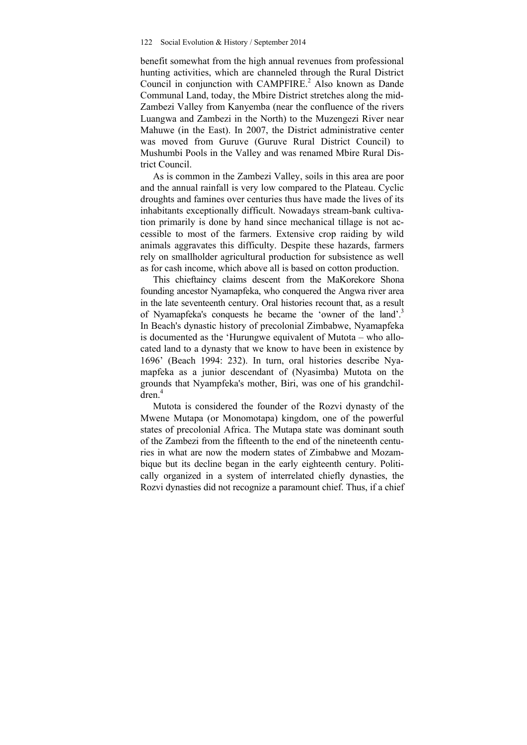benefit somewhat from the high annual revenues from professional hunting activities, which are channeled through the Rural District Council in conjunction with CAMPFIRE.[2] Also known as Dande Communal Land, today, the Mbire District stretches along the mid-Zambezi Valley from Kanyemba (near the confluence of the rivers Luangwa and Zambezi in the North) to the Muzengezi River near Mahuwe (in the East). In 2007, the District administrative center was moved from Guruve (Guruve Rural District Council) to Mushumbi Pools in the Valley and was renamed Mbire Rural District Council.

As is common in the Zambezi Valley, soils in this area are poor and the annual rainfall is very low compared to the Plateau. Cyclic droughts and famines over centuries thus have made the lives of its inhabitants exceptionally difficult. Nowadays stream-bank cultivation primarily is done by hand since mechanical tillage is not accessible to most of the farmers. Extensive crop raiding by wild animals aggravates this difficulty. Despite these hazards, farmers rely on smallholder agricultural production for subsistence as well as for cash income, which above all is based on cotton production.

This chieftaincy claims descent from the MaKorekore Shona founding ancestor Nyamapfeka, who conquered the Angwa river area in the late seventeenth century. Oral histories recount that, as a result of Nyamapfeka's conquests he became the 'owner of the land'.[3] In Beach's dynastic history of precolonial Zimbabwe, Nyamapfeka is documented as the 'Hurungwe equivalent of Mutota – who allocated land to a dynasty that we know to have been in existence by 1696' (Beach 1994: 232). In turn, oral histories describe Nyamapfeka as a junior descendant of (Nyasimba) Mutota on the grounds that Nyampfeka's mother, Biri, was one of his grandchildren.[4]

Mutota is considered the founder of the Rozvi dynasty of the Mwene Mutapa (or Monomotapa) kingdom, one of the powerful states of precolonial Africa. The Mutapa state was dominant south of the Zambezi from the fifteenth to the end of the nineteenth centuries in what are now the modern states of Zimbabwe and Mozambique but its decline began in the early eighteenth century. Politically organized in a system of interrelated chiefly dynasties, the Rozvi dynasties did not recognize a paramount chief. Thus, if a chief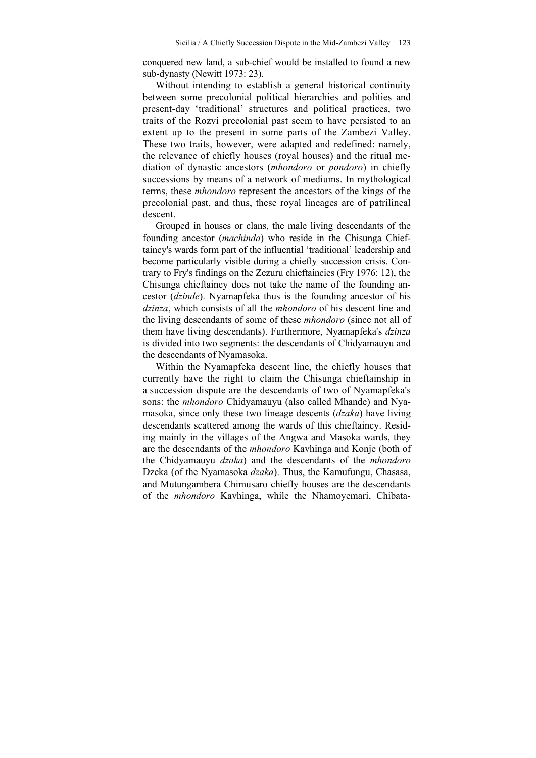conquered new land, a sub-chief would be installed to found a new sub-dynasty (Newitt 1973: 23).

Without intending to establish a general historical continuity between some precolonial political hierarchies and polities and present-day 'traditional' structures and political practices, two traits of the Rozvi precolonial past seem to have persisted to an extent up to the present in some parts of the Zambezi Valley. These two traits, however, were adapted and redefined: namely, the relevance of chiefly houses (royal houses) and the ritual mediation of dynastic ancestors (*mhondoro* or *pondoro*) in chiefly successions by means of a network of mediums. In mythological terms, these *mhondoro* represent the ancestors of the kings of the precolonial past, and thus, these royal lineages are of patrilineal descent.

Grouped in houses or clans, the male living descendants of the founding ancestor (*machinda*) who reside in the Chisunga Chieftaincy's wards form part of the influential 'traditional' leadership and become particularly visible during a chiefly succession crisis. Contrary to Fry's findings on the Zezuru chieftaincies (Fry 1976: 12), the Chisunga chieftaincy does not take the name of the founding ancestor (*dzinde*). Nyamapfeka thus is the founding ancestor of his *dzinza*, which consists of all the *mhondoro* of his descent line and the living descendants of some of these *mhondoro* (since not all of them have living descendants). Furthermore, Nyamapfeka's *dzinza* is divided into two segments: the descendants of Chidyamauyu and the descendants of Nyamasoka.

Within the Nyamapfeka descent line, the chiefly houses that currently have the right to claim the Chisunga chieftainship in a succession dispute are the descendants of two of Nyamapfeka's sons: the *mhondoro* Chidyamauyu (also called Mhande) and Nyamasoka, since only these two lineage descents (*dzaka*) have living descendants scattered among the wards of this chieftaincy. Residing mainly in the villages of the Angwa and Masoka wards, they are the descendants of the *mhondoro* Kavhinga and Konje (both of the Chidyamauyu *dzaka*) and the descendants of the *mhondoro* Dzeka (of the Nyamasoka *dzaka*). Thus, the Kamufungu, Chasasa, and Mutungambera Chimusaro chiefly houses are the descendants of the *mhondoro* Kavhinga, while the Nhamoyemari, Chibata-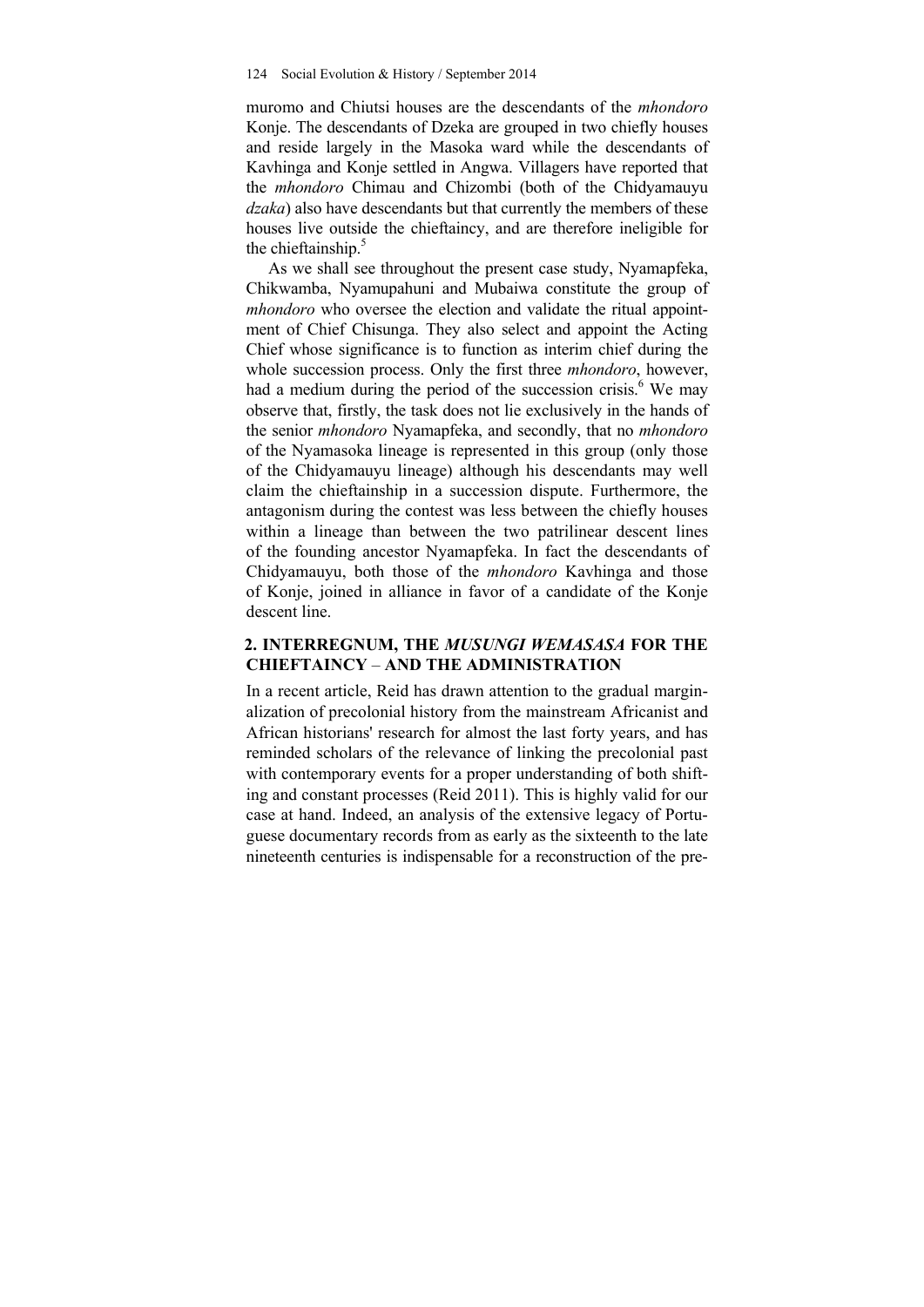muromo and Chiutsi houses are the descendants of the *mhondoro* Konje. The descendants of Dzeka are grouped in two chiefly houses and reside largely in the Masoka ward while the descendants of Kavhinga and Konje settled in Angwa. Villagers have reported that the *mhondoro* Chimau and Chizombi (both of the Chidyamauyu *dzaka*) also have descendants but that currently the members of these houses live outside the chieftaincy, and are therefore ineligible for the chieftainship.[5]

As we shall see throughout the present case study, Nyamapfeka, Chikwamba, Nyamupahuni and Mubaiwa constitute the group of *mhondoro* who oversee the election and validate the ritual appointment of Chief Chisunga. They also select and appoint the Acting Chief whose significance is to function as interim chief during the whole succession process. Only the first three *mhondoro*, however, had a medium during the period of the succession crisis.[6] We may observe that, firstly, the task does not lie exclusively in the hands of the senior *mhondoro* Nyamapfeka, and secondly, that no *mhondoro* of the Nyamasoka lineage is represented in this group (only those of the Chidyamauyu lineage) although his descendants may well claim the chieftainship in a succession dispute. Furthermore, the antagonism during the contest was less between the chiefly houses within a lineage than between the two patrilinear descent lines of the founding ancestor Nyamapfeka. In fact the descendants of Chidyamauyu, both those of the *mhondoro* Kavhinga and those of Konje, joined in alliance in favor of a candidate of the Konje descent line.

## 2. INTERREGNUM, THE *MUSUNGI WEMASASA* FOR THE CHIEFTAINCY – AND THE ADMINISTRATION

In a recent article, Reid has drawn attention to the gradual marginalization of precolonial history from the mainstream Africanist and African historians' research for almost the last forty years, and has reminded scholars of the relevance of linking the precolonial past with contemporary events for a proper understanding of both shifting and constant processes (Reid 2011). This is highly valid for our case at hand. Indeed, an analysis of the extensive legacy of Portuguese documentary records from as early as the sixteenth to the late nineteenth centuries is indispensable for a reconstruction of the pre-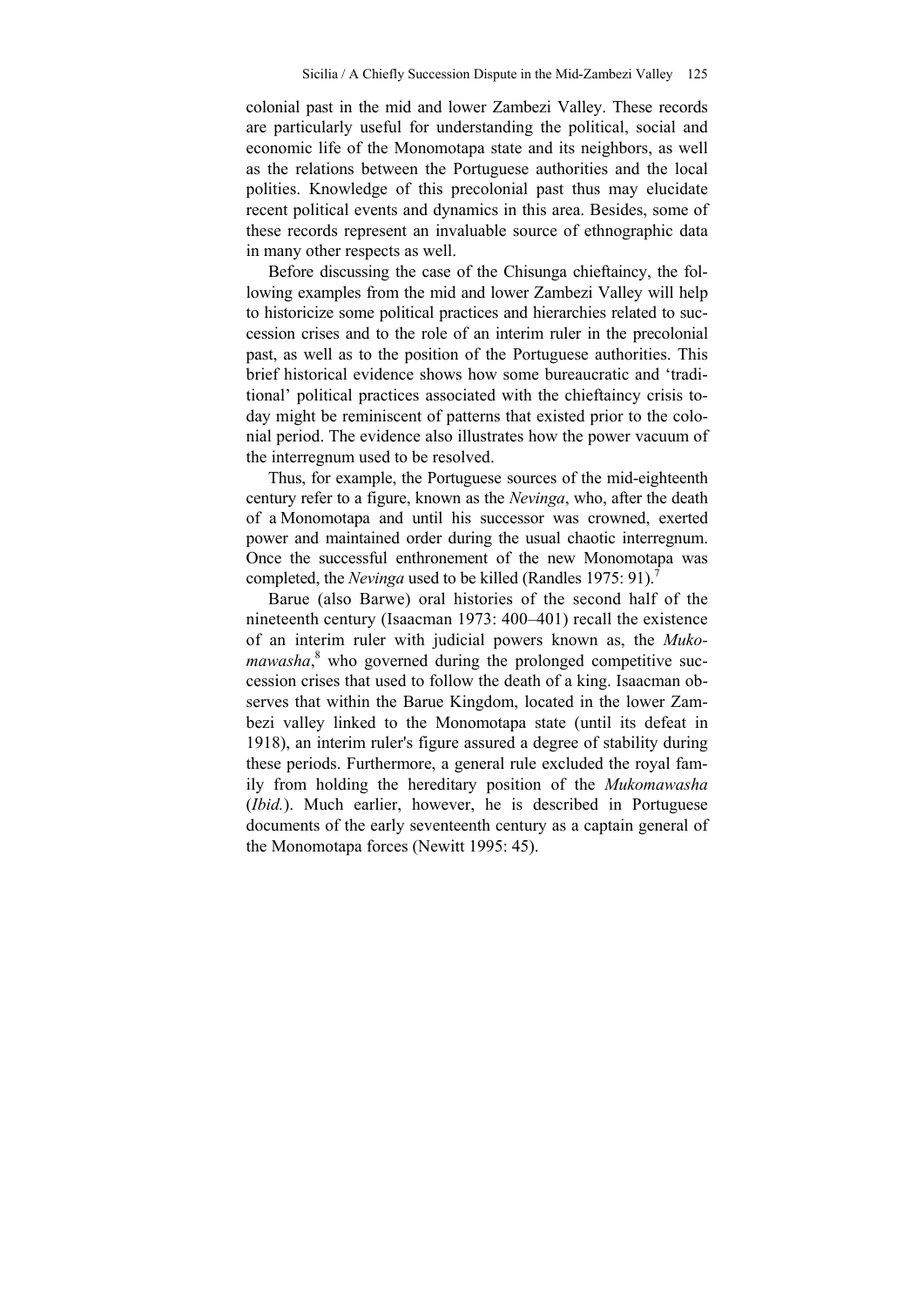colonial past in the mid and lower Zambezi Valley. These records are particularly useful for understanding the political, social and economic life of the Monomotapa state and its neighbors, as well as the relations between the Portuguese authorities and the local polities. Knowledge of this precolonial past thus may elucidate recent political events and dynamics in this area. Besides, some of these records represent an invaluable source of ethnographic data in many other respects as well.

Before discussing the case of the Chisunga chieftaincy, the following examples from the mid and lower Zambezi Valley will help to historicize some political practices and hierarchies related to succession crises and to the role of an interim ruler in the precolonial past, as well as to the position of the Portuguese authorities. This brief historical evidence shows how some bureaucratic and 'traditional' political practices associated with the chieftaincy crisis today might be reminiscent of patterns that existed prior to the colonial period. The evidence also illustrates how the power vacuum of the interregnum used to be resolved.

Thus, for example, the Portuguese sources of the mid-eighteenth century refer to a figure, known as the *Nevinga*, who, after the death of a Monomotapa and until his successor was crowned, exerted power and maintained order during the usual chaotic interregnum. Once the successful enthronement of the new Monomotapa was completed, the *Nevinga* used to be killed (Randles 1975: 91).[7]

Barue (also Barwe) oral histories of the second half of the nineteenth century (Isaacman 1973: 400–401) recall the existence of an interim ruler with judicial powers known as, the *Mukomawasha*,[8] who governed during the prolonged competitive succession crises that used to follow the death of a king. Isaacman observes that within the Barue Kingdom, located in the lower Zambezi valley linked to the Monomotapa state (until its defeat in 1918), an interim ruler's figure assured a degree of stability during these periods. Furthermore, a general rule excluded the royal family from holding the hereditary position of the *Mukomawasha* (*Ibid.*). Much earlier, however, he is described in Portuguese documents of the early seventeenth century as a captain general of the Monomotapa forces (Newitt 1995: 45).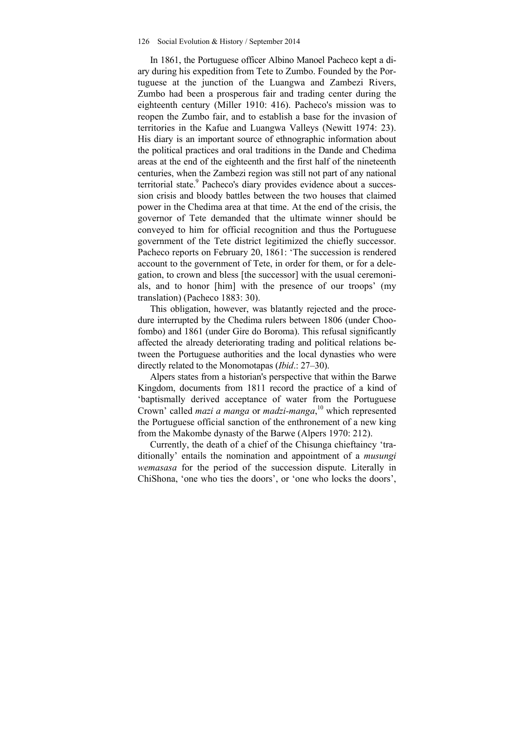In 1861, the Portuguese officer Albino Manoel Pacheco kept a diary during his expedition from Tete to Zumbo. Founded by the Portuguese at the junction of the Luangwa and Zambezi Rivers, Zumbo had been a prosperous fair and trading center during the eighteenth century (Miller 1910: 416). Pacheco's mission was to reopen the Zumbo fair, and to establish a base for the invasion of territories in the Kafue and Luangwa Valleys (Newitt 1974: 23). His diary is an important source of ethnographic information about the political practices and oral traditions in the Dande and Chedima areas at the end of the eighteenth and the first half of the nineteenth centuries, when the Zambezi region was still not part of any national territorial state.[9] Pacheco's diary provides evidence about a succession crisis and bloody battles between the two houses that claimed power in the Chedima area at that time. At the end of the crisis, the governor of Tete demanded that the ultimate winner should be conveyed to him for official recognition and thus the Portuguese government of the Tete district legitimized the chiefly successor. Pacheco reports on February 20, 1861: 'The succession is rendered account to the government of Tete, in order for them, or for a delegation, to crown and bless [the successor] with the usual ceremonials, and to honor [him] with the presence of our troops' (my translation) (Pacheco 1883: 30).

This obligation, however, was blatantly rejected and the procedure interrupted by the Chedima rulers between 1806 (under Choofombo) and 1861 (under Gire do Boroma). This refusal significantly affected the already deteriorating trading and political relations between the Portuguese authorities and the local dynasties who were directly related to the Monomotapas (*Ibid*.: 27–30).

Alpers states from a historian's perspective that within the Barwe Kingdom, documents from 1811 record the practice of a kind of 'baptismally derived acceptance of water from the Portuguese Crown' called *mazi a manga* or *madzi-manga*,[10] which represented the Portuguese official sanction of the enthronement of a new king from the Makombe dynasty of the Barwe (Alpers 1970: 212).

Currently, the death of a chief of the Chisunga chieftaincy 'traditionally' entails the nomination and appointment of a *musungi wemasasa* for the period of the succession dispute. Literally in ChiShona, 'one who ties the doors', or 'one who locks the doors',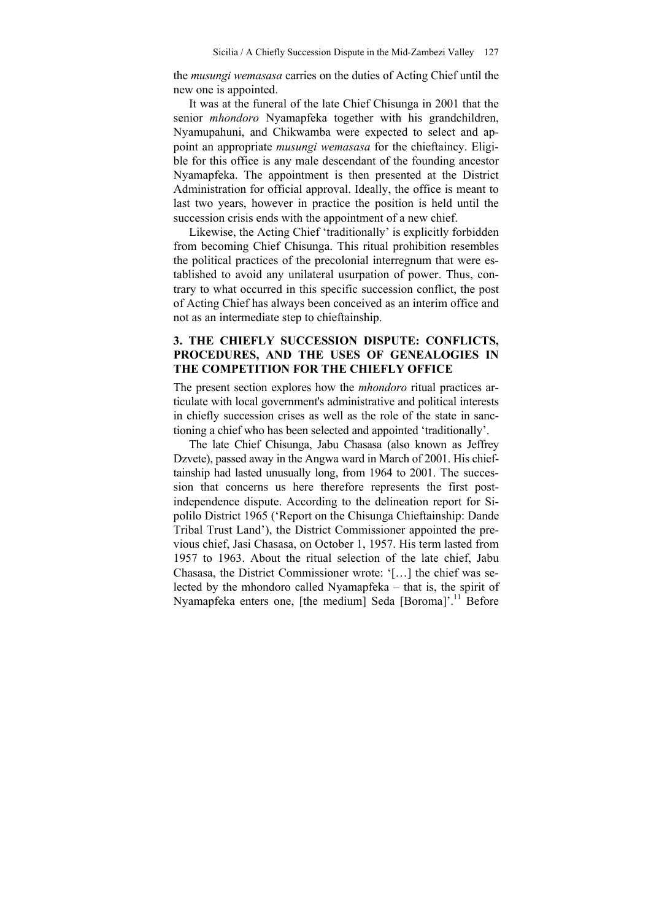the *musungi wemasasa* carries on the duties of Acting Chief until the new one is appointed.

It was at the funeral of the late Chief Chisunga in 2001 that the senior *mhondoro* Nyamapfeka together with his grandchildren, Nyamupahuni, and Chikwamba were expected to select and appoint an appropriate *musungi wemasasa* for the chieftaincy. Eligible for this office is any male descendant of the founding ancestor Nyamapfeka. The appointment is then presented at the District Administration for official approval. Ideally, the office is meant to last two years, however in practice the position is held until the succession crisis ends with the appointment of a new chief.

Likewise, the Acting Chief 'traditionally' is explicitly forbidden from becoming Chief Chisunga. This ritual prohibition resembles the political practices of the precolonial interregnum that were established to avoid any unilateral usurpation of power. Thus, contrary to what occurred in this specific succession conflict, the post of Acting Chief has always been conceived as an interim office and not as an intermediate step to chieftainship.

## 3. THE CHIEFLY SUCCESSION DISPUTE: CONFLICTS, PROCEDURES, AND THE USES OF GENEALOGIES IN THE COMPETITION FOR THE CHIEFLY OFFICE

The present section explores how the *mhondoro* ritual practices articulate with local government's administrative and political interests in chiefly succession crises as well as the role of the state in sanctioning a chief who has been selected and appointed 'traditionally'.

The late Chief Chisunga, Jabu Chasasa (also known as Jeffrey Dzvete), passed away in the Angwa ward in March of 2001. His chieftainship had lasted unusually long, from 1964 to 2001. The succession that concerns us here therefore represents the first post-independence dispute. According to the delineation report for Sipolilo District 1965 ('Report on the Chisunga Chieftainship: Dande Tribal Trust Land'), the District Commissioner appointed the previous chief, Jasi Chasasa, on October 1, 1957. His term lasted from 1957 to 1963. About the ritual selection of the late chief, Jabu Chasasa, the District Commissioner wrote: '[…] the chief was selected by the mhondoro called Nyamapfeka – that is, the spirit of Nyamapfeka enters one, [the medium] Seda [Boroma]'.[11] Before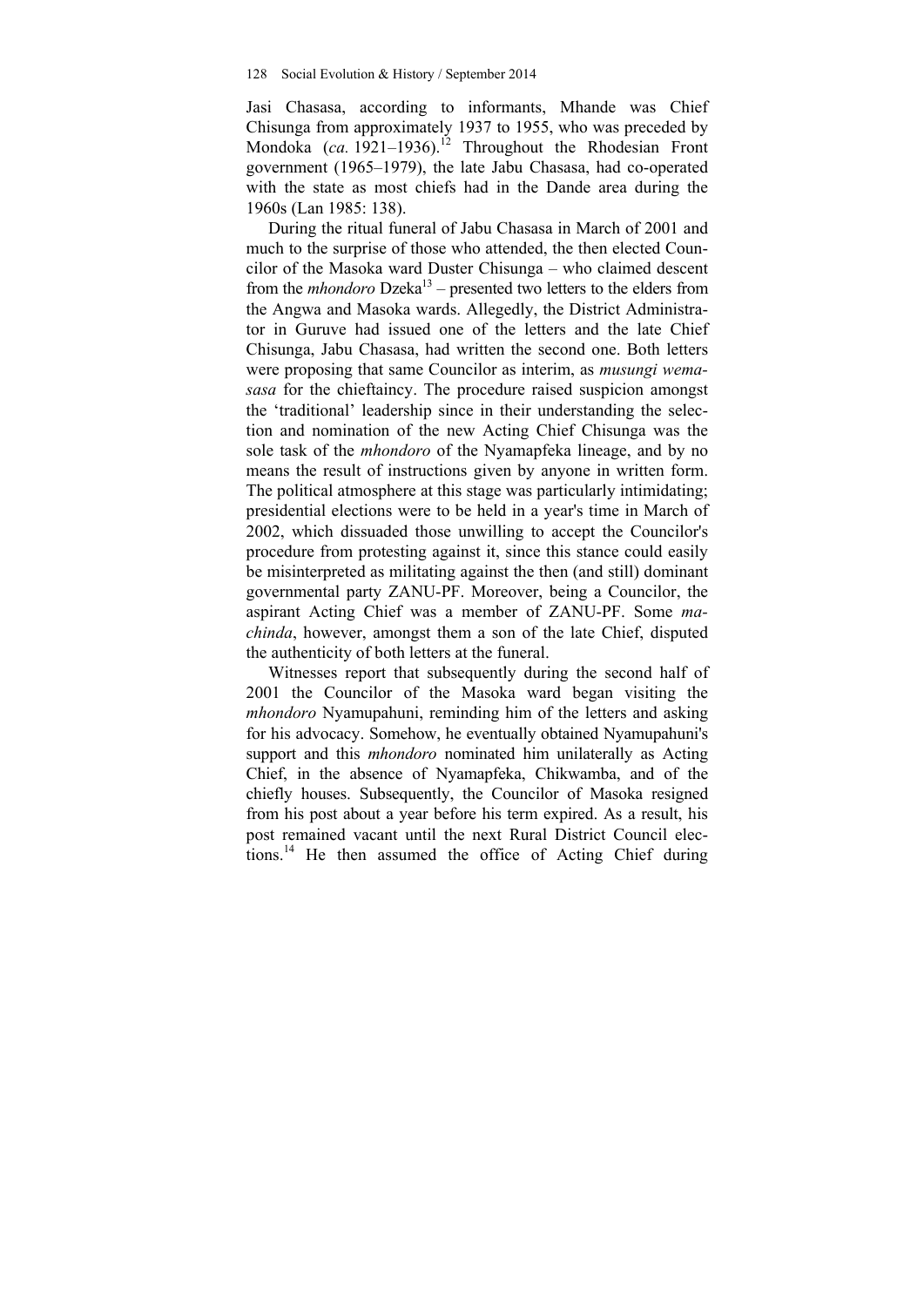Jasi Chasasa, according to informants, Mhande was Chief Chisunga from approximately 1937 to 1955, who was preceded by Mondoka (*ca.* 1921–1936).[12] Throughout the Rhodesian Front government (1965–1979), the late Jabu Chasasa, had co-operated with the state as most chiefs had in the Dande area during the 1960s (Lan 1985: 138).

During the ritual funeral of Jabu Chasasa in March of 2001 and much to the surprise of those who attended, the then elected Councilor of the Masoka ward Duster Chisunga – who claimed descent from the *mhondoro* Dzeka[13] – presented two letters to the elders from the Angwa and Masoka wards. Allegedly, the District Administrator in Guruve had issued one of the letters and the late Chief Chisunga, Jabu Chasasa, had written the second one. Both letters were proposing that same Councilor as interim, as *musungi wemasasa* for the chieftaincy. The procedure raised suspicion amongst the 'traditional' leadership since in their understanding the selection and nomination of the new Acting Chief Chisunga was the sole task of the *mhondoro* of the Nyamapfeka lineage, and by no means the result of instructions given by anyone in written form. The political atmosphere at this stage was particularly intimidating; presidential elections were to be held in a year's time in March of 2002, which dissuaded those unwilling to accept the Councilor's procedure from protesting against it, since this stance could easily be misinterpreted as militating against the then (and still) dominant governmental party ZANU-PF. Moreover, being a Councilor, the aspirant Acting Chief was a member of ZANU-PF. Some *machinda*, however, amongst them a son of the late Chief, disputed the authenticity of both letters at the funeral.

Witnesses report that subsequently during the second half of 2001 the Councilor of the Masoka ward began visiting the *mhondoro* Nyamupahuni, reminding him of the letters and asking for his advocacy. Somehow, he eventually obtained Nyamupahuni's support and this *mhondoro* nominated him unilaterally as Acting Chief, in the absence of Nyamapfeka, Chikwamba, and of the chiefly houses. Subsequently, the Councilor of Masoka resigned from his post about a year before his term expired. As a result, his post remained vacant until the next Rural District Council elections.[14] He then assumed the office of Acting Chief during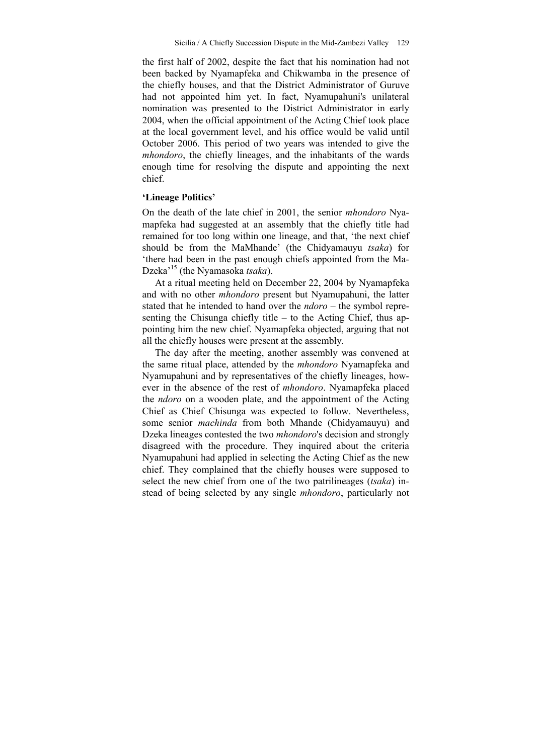the first half of 2002, despite the fact that his nomination had not been backed by Nyamapfeka and Chikwamba in the presence of the chiefly houses, and that the District Administrator of Guruve had not appointed him yet. In fact, Nyamupahuni's unilateral nomination was presented to the District Administrator in early 2004, when the official appointment of the Acting Chief took place at the local government level, and his office would be valid until October 2006. This period of two years was intended to give the *mhondoro*, the chiefly lineages, and the inhabitants of the wards enough time for resolving the dispute and appointing the next chief.

**'Lineage Politics'**

On the death of the late chief in 2001, the senior *mhondoro* Nyamapfeka had suggested at an assembly that the chiefly title had remained for too long within one lineage, and that, 'the next chief should be from the MaMhande' (the Chidyamauyu *tsaka*) for 'there had been in the past enough chiefs appointed from the MaDzeka'[15] (the Nyamasoka *tsaka*).

At a ritual meeting held on December 22, 2004 by Nyamapfeka and with no other *mhondoro* present but Nyamupahuni, the latter stated that he intended to hand over the *ndoro* – the symbol representing the Chisunga chiefly title – to the Acting Chief, thus appointing him the new chief. Nyamapfeka objected, arguing that not all the chiefly houses were present at the assembly.

The day after the meeting, another assembly was convened at the same ritual place, attended by the *mhondoro* Nyamapfeka and Nyamupahuni and by representatives of the chiefly lineages, however in the absence of the rest of *mhondoro*. Nyamapfeka placed the *ndoro* on a wooden plate, and the appointment of the Acting Chief as Chief Chisunga was expected to follow. Nevertheless, some senior *machinda* from both Mhande (Chidyamauyu) and Dzeka lineages contested the two *mhondoro*'s decision and strongly disagreed with the procedure. They inquired about the criteria Nyamupahuni had applied in selecting the Acting Chief as the new chief. They complained that the chiefly houses were supposed to select the new chief from one of the two patrilineages (*tsaka*) instead of being selected by any single *mhondoro*, particularly not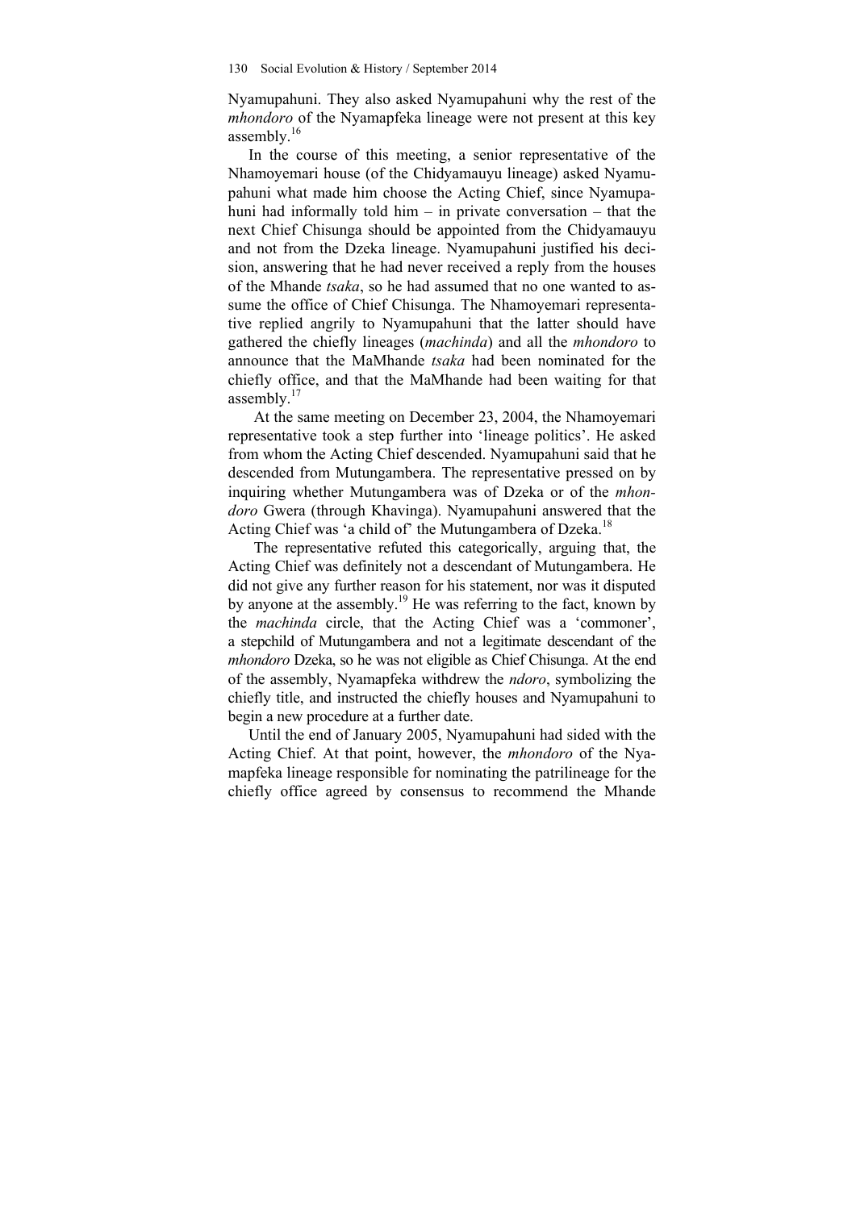Nyamupahuni. They also asked Nyamupahuni why the rest of the *mhondoro* of the Nyamapfeka lineage were not present at this key assembly.[16]

In the course of this meeting, a senior representative of the Nhamoyemari house (of the Chidyamauyu lineage) asked Nyamupahuni what made him choose the Acting Chief, since Nyamupahuni had informally told him – in private conversation – that the next Chief Chisunga should be appointed from the Chidyamauyu and not from the Dzeka lineage. Nyamupahuni justified his decision, answering that he had never received a reply from the houses of the Mhande *tsaka*, so he had assumed that no one wanted to assume the office of Chief Chisunga. The Nhamoyemari representative replied angrily to Nyamupahuni that the latter should have gathered the chiefly lineages (*machinda*) and all the *mhondoro* to announce that the MaMhande *tsaka* had been nominated for the chiefly office, and that the MaMhande had been waiting for that assembly.[17]

At the same meeting on December 23, 2004, the Nhamoyemari representative took a step further into 'lineage politics'. He asked from whom the Acting Chief descended. Nyamupahuni said that he descended from Mutungambera. The representative pressed on by inquiring whether Mutungambera was of Dzeka or of the *mhondoro* Gwera (through Khavinga). Nyamupahuni answered that the Acting Chief was 'a child of' the Mutungambera of Dzeka.[18]

The representative refuted this categorically, arguing that, the Acting Chief was definitely not a descendant of Mutungambera. He did not give any further reason for his statement, nor was it disputed by anyone at the assembly.[19] He was referring to the fact, known by the *machinda* circle, that the Acting Chief was a 'commoner', a stepchild of Mutungambera and not a legitimate descendant of the *mhondoro* Dzeka, so he was not eligible as Chief Chisunga. At the end of the assembly, Nyamapfeka withdrew the *ndoro*, symbolizing the chiefly title, and instructed the chiefly houses and Nyamupahuni to begin a new procedure at a further date.

Until the end of January 2005, Nyamupahuni had sided with the Acting Chief. At that point, however, the *mhondoro* of the Nyamapfeka lineage responsible for nominating the patrilineage for the chiefly office agreed by consensus to recommend the Mhande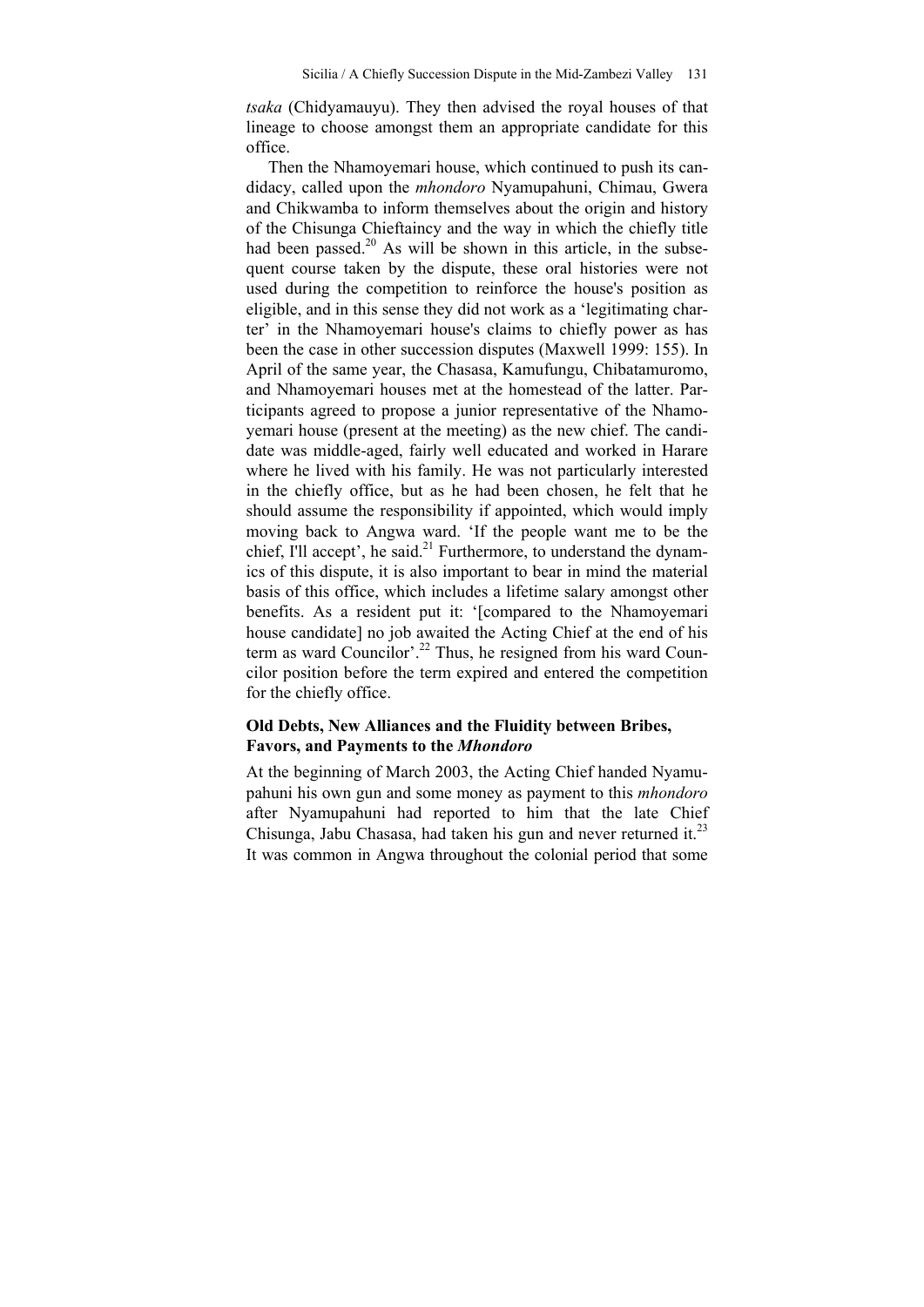*tsaka* (Chidyamauyu). They then advised the royal houses of that lineage to choose amongst them an appropriate candidate for this office.

Then the Nhamoyemari house, which continued to push its candidacy, called upon the *mhondoro* Nyamupahuni, Chimau, Gwera and Chikwamba to inform themselves about the origin and history of the Chisunga Chieftaincy and the way in which the chiefly title had been passed.[20] As will be shown in this article, in the subsequent course taken by the dispute, these oral histories were not used during the competition to reinforce the house's position as eligible, and in this sense they did not work as a 'legitimating charter' in the Nhamoyemari house's claims to chiefly power as has been the case in other succession disputes (Maxwell 1999: 155). In April of the same year, the Chasasa, Kamufungu, Chibatamuromo, and Nhamoyemari houses met at the homestead of the latter. Participants agreed to propose a junior representative of the Nhamoyemari house (present at the meeting) as the new chief. The candidate was middle-aged, fairly well educated and worked in Harare where he lived with his family. He was not particularly interested in the chiefly office, but as he had been chosen, he felt that he should assume the responsibility if appointed, which would imply moving back to Angwa ward. 'If the people want me to be the chief, I'll accept', he said.[21] Furthermore, to understand the dynamics of this dispute, it is also important to bear in mind the material basis of this office, which includes a lifetime salary amongst other benefits. As a resident put it: '[compared to the Nhamoyemari house candidate] no job awaited the Acting Chief at the end of his term as ward Councilor'.[22] Thus, he resigned from his ward Councilor position before the term expired and entered the competition for the chiefly office.

### Old Debts, New Alliances and the Fluidity between Bribes, Favors, and Payments to the *Mhondoro*

At the beginning of March 2003, the Acting Chief handed Nyamupahuni his own gun and some money as payment to this *mhondoro* after Nyamupahuni had reported to him that the late Chief Chisunga, Jabu Chasasa, had taken his gun and never returned it.[23] It was common in Angwa throughout the colonial period that some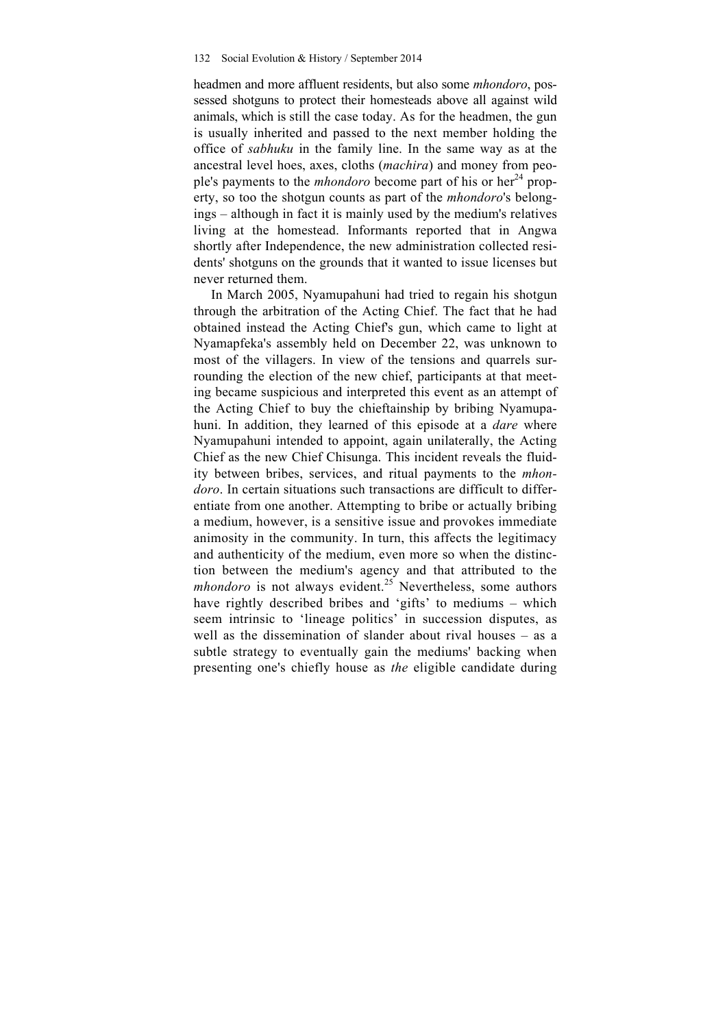headmen and more affluent residents, but also some *mhondoro*, possessed shotguns to protect their homesteads above all against wild animals, which is still the case today. As for the headmen, the gun is usually inherited and passed to the next member holding the office of *sabhuku* in the family line. In the same way as at the ancestral level hoes, axes, cloths (*machira*) and money from people's payments to the *mhondoro* become part of his or her[24] property, so too the shotgun counts as part of the *mhondoro*'s belongings – although in fact it is mainly used by the medium's relatives living at the homestead. Informants reported that in Angwa shortly after Independence, the new administration collected residents' shotguns on the grounds that it wanted to issue licenses but never returned them.

In March 2005, Nyamupahuni had tried to regain his shotgun through the arbitration of the Acting Chief. The fact that he had obtained instead the Acting Chief's gun, which came to light at Nyamapfeka's assembly held on December 22, was unknown to most of the villagers. In view of the tensions and quarrels surrounding the election of the new chief, participants at that meeting became suspicious and interpreted this event as an attempt of the Acting Chief to buy the chieftainship by bribing Nyamupahuni. In addition, they learned of this episode at a *dare* where Nyamupahuni intended to appoint, again unilaterally, the Acting Chief as the new Chief Chisunga. This incident reveals the fluidity between bribes, services, and ritual payments to the *mhondoro*. In certain situations such transactions are difficult to differentiate from one another. Attempting to bribe or actually bribing a medium, however, is a sensitive issue and provokes immediate animosity in the community. In turn, this affects the legitimacy and authenticity of the medium, even more so when the distinction between the medium's agency and that attributed to the *mhondoro* is not always evident.[25] Nevertheless, some authors have rightly described bribes and 'gifts' to mediums – which seem intrinsic to 'lineage politics' in succession disputes, as well as the dissemination of slander about rival houses – as a subtle strategy to eventually gain the mediums' backing when presenting one's chiefly house as *the* eligible candidate during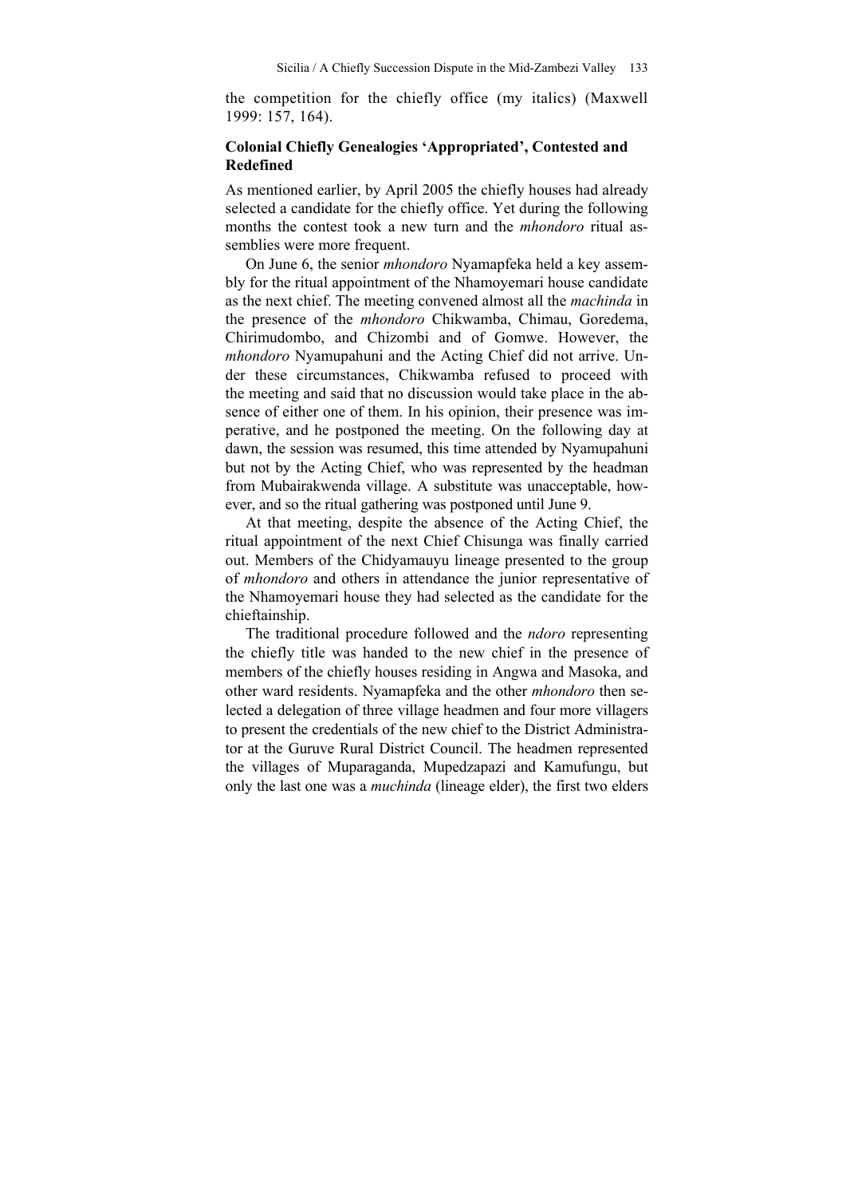the competition for the chiefly office (my italics) (Maxwell 1999: 157, 164).

## Colonial Chiefly Genealogies 'Appropriated', Contested and Redefined

As mentioned earlier, by April 2005 the chiefly houses had already selected a candidate for the chiefly office. Yet during the following months the contest took a new turn and the *mhondoro* ritual assemblies were more frequent.

On June 6, the senior *mhondoro* Nyamapfeka held a key assembly for the ritual appointment of the Nhamoyemari house candidate as the next chief. The meeting convened almost all the *machinda* in the presence of the *mhondoro* Chikwamba, Chimau, Goredema, Chirimudombo, and Chizombi and of Gomwe. However, the *mhondoro* Nyamupahuni and the Acting Chief did not arrive. Under these circumstances, Chikwamba refused to proceed with the meeting and said that no discussion would take place in the absence of either one of them. In his opinion, their presence was imperative, and he postponed the meeting. On the following day at dawn, the session was resumed, this time attended by Nyamupahuni but not by the Acting Chief, who was represented by the headman from Mubairakwenda village. A substitute was unacceptable, however, and so the ritual gathering was postponed until June 9.

At that meeting, despite the absence of the Acting Chief, the ritual appointment of the next Chief Chisunga was finally carried out. Members of the Chidyamauyu lineage presented to the group of *mhondoro* and others in attendance the junior representative of the Nhamoyemari house they had selected as the candidate for the chieftainship.

The traditional procedure followed and the *ndoro* representing the chiefly title was handed to the new chief in the presence of members of the chiefly houses residing in Angwa and Masoka, and other ward residents. Nyamapfeka and the other *mhondoro* then selected a delegation of three village headmen and four more villagers to present the credentials of the new chief to the District Administrator at the Guruve Rural District Council. The headmen represented the villages of Muparaganda, Mupedzapazi and Kamufungu, but only the last one was a *muchinda* (lineage elder), the first two elders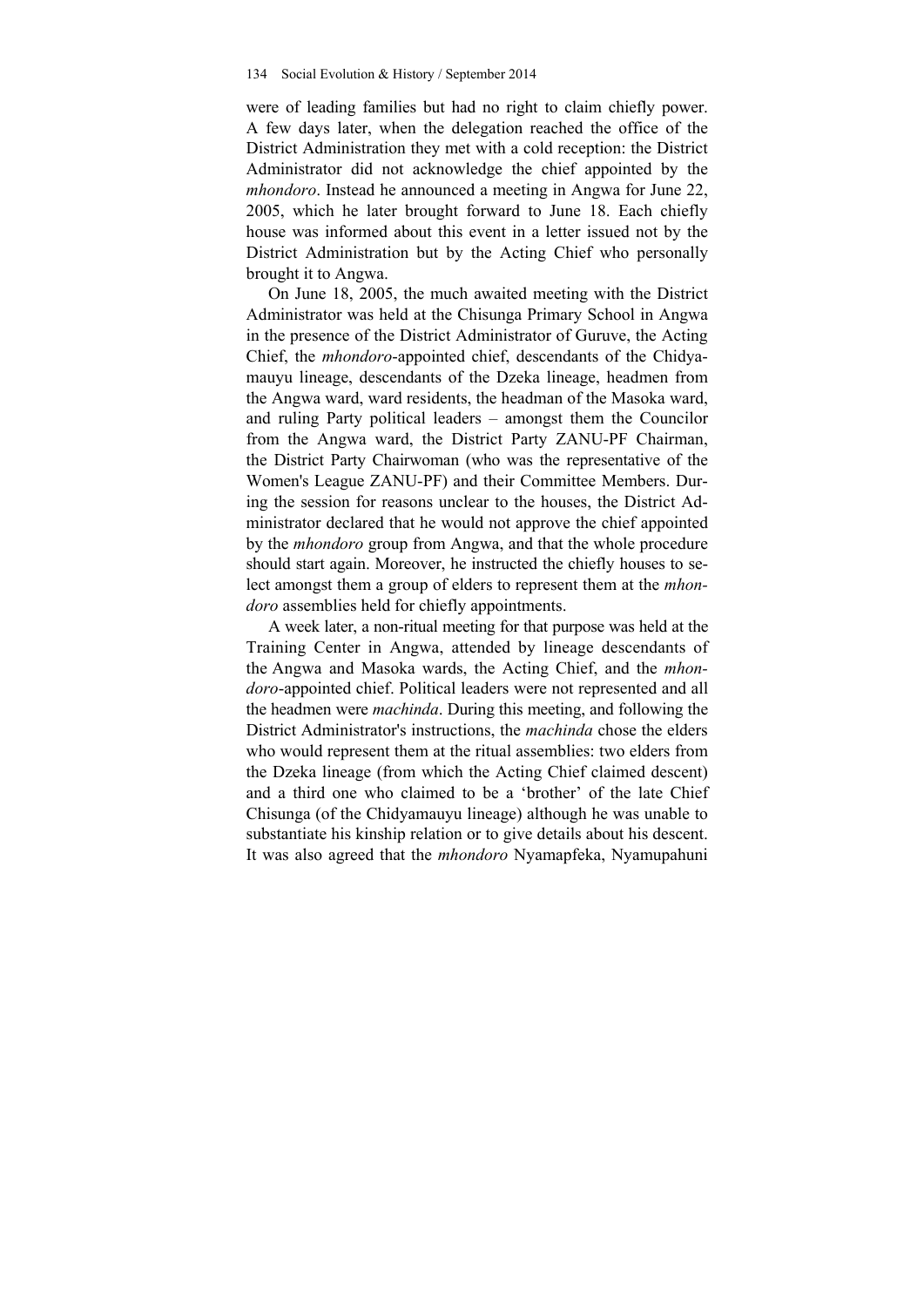were of leading families but had no right to claim chiefly power. A few days later, when the delegation reached the office of the District Administration they met with a cold reception: the District Administrator did not acknowledge the chief appointed by the *mhondoro*. Instead he announced a meeting in Angwa for June 22, 2005, which he later brought forward to June 18. Each chiefly house was informed about this event in a letter issued not by the District Administration but by the Acting Chief who personally brought it to Angwa.

On June 18, 2005, the much awaited meeting with the District Administrator was held at the Chisunga Primary School in Angwa in the presence of the District Administrator of Guruve, the Acting Chief, the *mhondoro*-appointed chief, descendants of the Chidyamauyu lineage, descendants of the Dzeka lineage, headmen from the Angwa ward, ward residents, the headman of the Masoka ward, and ruling Party political leaders – amongst them the Councilor from the Angwa ward, the District Party ZANU-PF Chairman, the District Party Chairwoman (who was the representative of the Women's League ZANU-PF) and their Committee Members. During the session for reasons unclear to the houses, the District Administrator declared that he would not approve the chief appointed by the *mhondoro* group from Angwa, and that the whole procedure should start again. Moreover, he instructed the chiefly houses to select amongst them a group of elders to represent them at the *mhondoro* assemblies held for chiefly appointments.

A week later, a non-ritual meeting for that purpose was held at the Training Center in Angwa, attended by lineage descendants of the Angwa and Masoka wards, the Acting Chief, and the *mhondoro*-appointed chief. Political leaders were not represented and all the headmen were *machinda*. During this meeting, and following the District Administrator's instructions, the *machinda* chose the elders who would represent them at the ritual assemblies: two elders from the Dzeka lineage (from which the Acting Chief claimed descent) and a third one who claimed to be a 'brother' of the late Chief Chisunga (of the Chidyamauyu lineage) although he was unable to substantiate his kinship relation or to give details about his descent. It was also agreed that the *mhondoro* Nyamapfeka, Nyamupahuni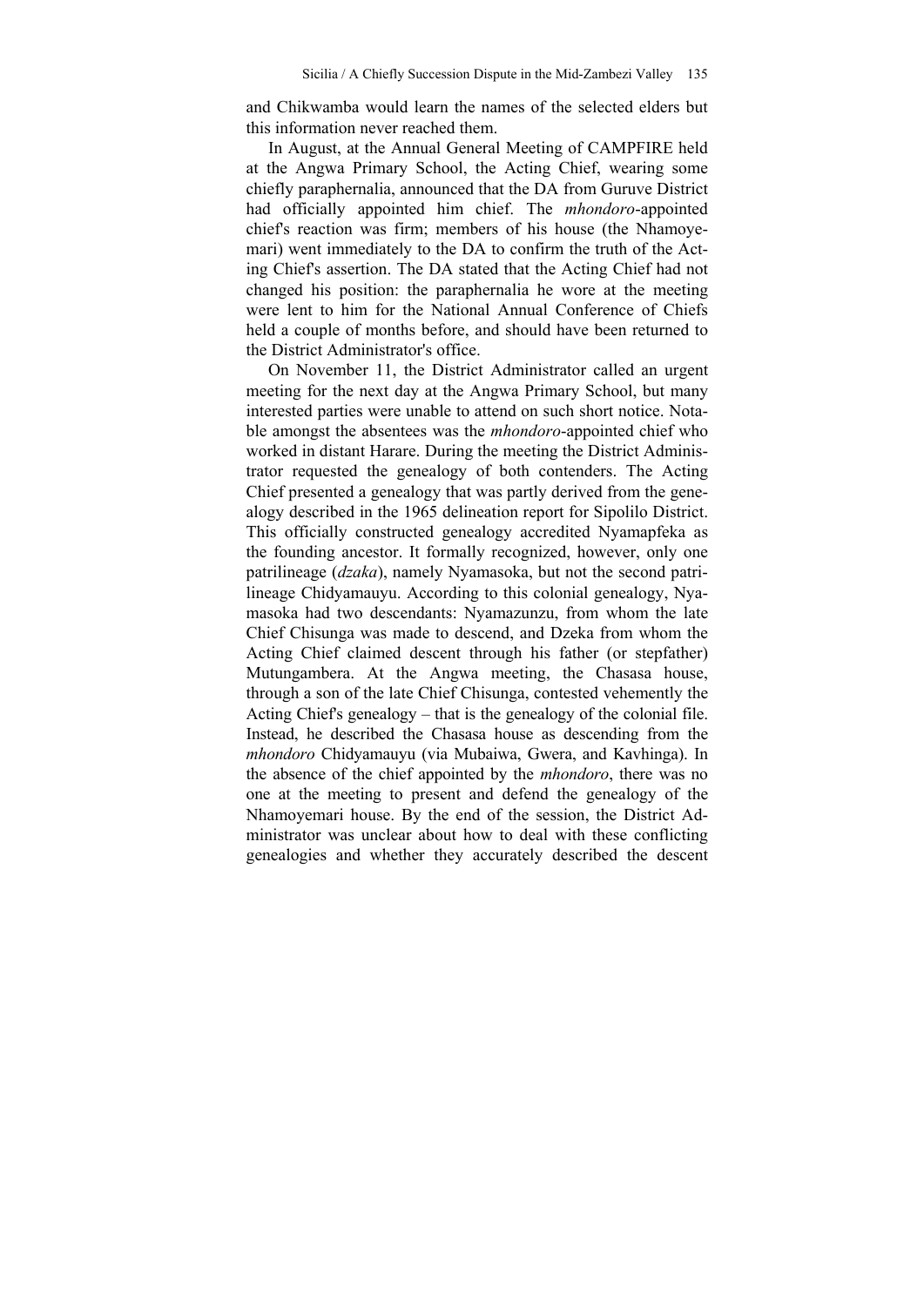and Chikwamba would learn the names of the selected elders but this information never reached them.

In August, at the Annual General Meeting of CAMPFIRE held at the Angwa Primary School, the Acting Chief, wearing some chiefly paraphernalia, announced that the DA from Guruve District had officially appointed him chief. The *mhondoro*-appointed chief's reaction was firm; members of his house (the Nhamoyemari) went immediately to the DA to confirm the truth of the Acting Chief's assertion. The DA stated that the Acting Chief had not changed his position: the paraphernalia he wore at the meeting were lent to him for the National Annual Conference of Chiefs held a couple of months before, and should have been returned to the District Administrator's office.

On November 11, the District Administrator called an urgent meeting for the next day at the Angwa Primary School, but many interested parties were unable to attend on such short notice. Notable amongst the absentees was the *mhondoro*-appointed chief who worked in distant Harare. During the meeting the District Administrator requested the genealogy of both contenders. The Acting Chief presented a genealogy that was partly derived from the genealogy described in the 1965 delineation report for Sipolilo District. This officially constructed genealogy accredited Nyamapfeka as the founding ancestor. It formally recognized, however, only one patrilineage (*dzaka*), namely Nyamasoka, but not the second patrilineage Chidyamauyu. According to this colonial genealogy, Nyamasoka had two descendants: Nyamazunzu, from whom the late Chief Chisunga was made to descend, and Dzeka from whom the Acting Chief claimed descent through his father (or stepfather) Mutungambera. At the Angwa meeting, the Chasasa house, through a son of the late Chief Chisunga, contested vehemently the Acting Chief's genealogy – that is the genealogy of the colonial file. Instead, he described the Chasasa house as descending from the *mhondoro* Chidyamauyu (via Mubaiwa, Gwera, and Kavhinga). In the absence of the chief appointed by the *mhondoro*, there was no one at the meeting to present and defend the genealogy of the Nhamoyemari house. By the end of the session, the District Administrator was unclear about how to deal with these conflicting genealogies and whether they accurately described the descent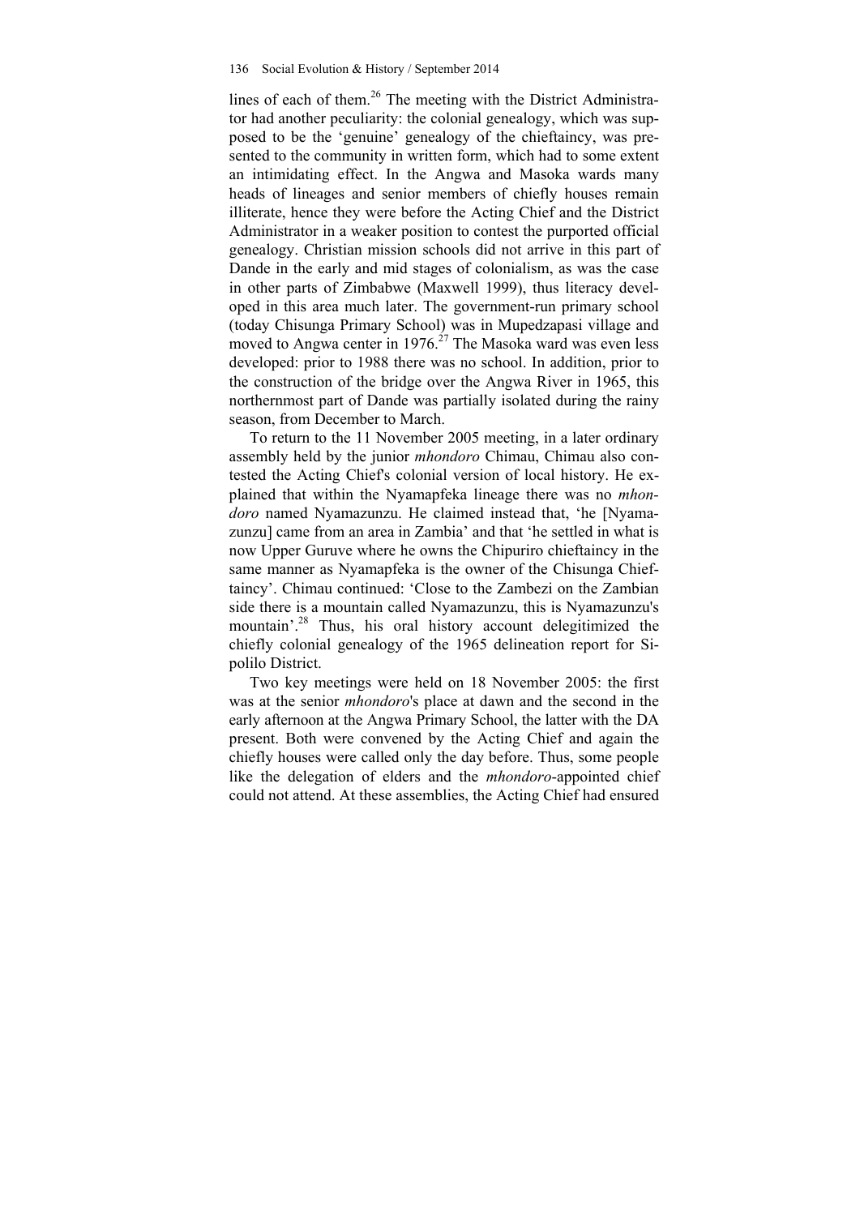lines of each of them.[26] The meeting with the District Administrator had another peculiarity: the colonial genealogy, which was supposed to be the 'genuine' genealogy of the chieftaincy, was presented to the community in written form, which had to some extent an intimidating effect. In the Angwa and Masoka wards many heads of lineages and senior members of chiefly houses remain illiterate, hence they were before the Acting Chief and the District Administrator in a weaker position to contest the purported official genealogy. Christian mission schools did not arrive in this part of Dande in the early and mid stages of colonialism, as was the case in other parts of Zimbabwe (Maxwell 1999), thus literacy developed in this area much later. The government-run primary school (today Chisunga Primary School) was in Mupedzapasi village and moved to Angwa center in 1976.[27] The Masoka ward was even less developed: prior to 1988 there was no school. In addition, prior to the construction of the bridge over the Angwa River in 1965, this northernmost part of Dande was partially isolated during the rainy season, from December to March.

To return to the 11 November 2005 meeting, in a later ordinary assembly held by the junior *mhondoro* Chimau, Chimau also contested the Acting Chief's colonial version of local history. He explained that within the Nyamapfeka lineage there was no *mhondoro* named Nyamazunzu. He claimed instead that, 'he [Nyamazunzu] came from an area in Zambia' and that 'he settled in what is now Upper Guruve where he owns the Chipuriro chieftaincy in the same manner as Nyamapfeka is the owner of the Chisunga Chieftaincy'. Chimau continued: 'Close to the Zambezi on the Zambian side there is a mountain called Nyamazunzu, this is Nyamazunzu's mountain'.[28] Thus, his oral history account delegitimized the chiefly colonial genealogy of the 1965 delineation report for Sipolilo District.

Two key meetings were held on 18 November 2005: the first was at the senior *mhondoro*'s place at dawn and the second in the early afternoon at the Angwa Primary School, the latter with the DA present. Both were convened by the Acting Chief and again the chiefly houses were called only the day before. Thus, some people like the delegation of elders and the *mhondoro*-appointed chief could not attend. At these assemblies, the Acting Chief had ensured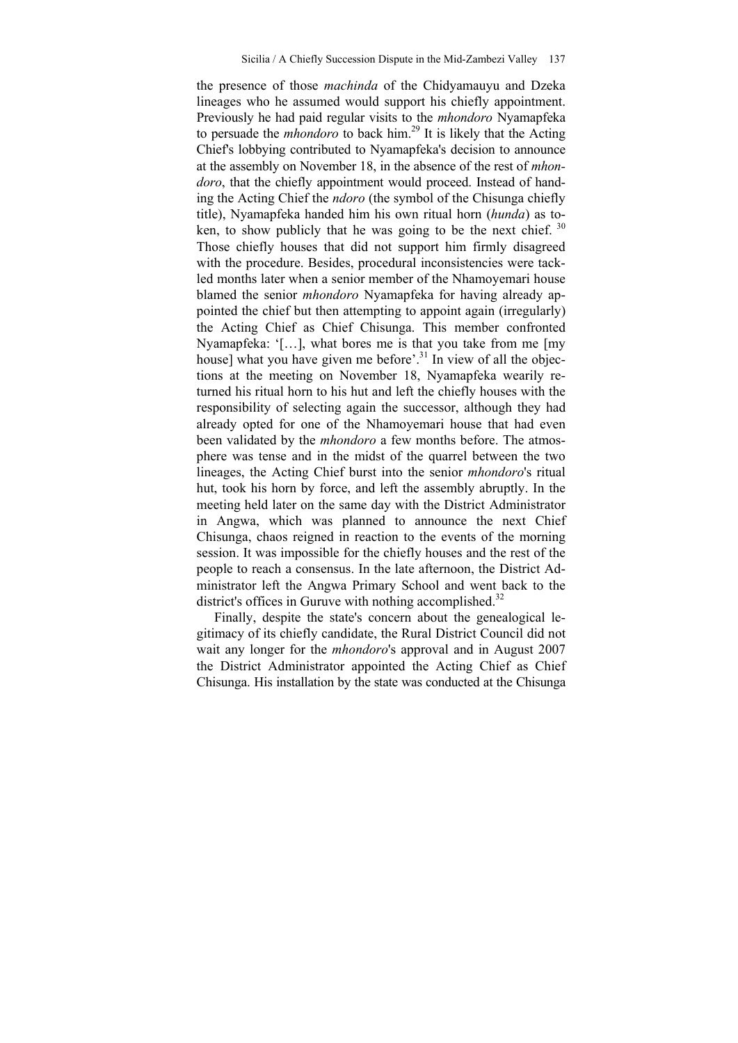the presence of those *machinda* of the Chidyamauyu and Dzeka lineages who he assumed would support his chiefly appointment. Previously he had paid regular visits to the *mhondoro* Nyamapfeka to persuade the *mhondoro* to back him.[29] It is likely that the Acting Chief's lobbying contributed to Nyamapfeka's decision to announce at the assembly on November 18, in the absence of the rest of *mhondoro*, that the chiefly appointment would proceed. Instead of handing the Acting Chief the *ndoro* (the symbol of the Chisunga chiefly title), Nyamapfeka handed him his own ritual horn (*hunda*) as token, to show publicly that he was going to be the next chief. [30] Those chiefly houses that did not support him firmly disagreed with the procedure. Besides, procedural inconsistencies were tackled months later when a senior member of the Nhamoyemari house blamed the senior *mhondoro* Nyamapfeka for having already appointed the chief but then attempting to appoint again (irregularly) the Acting Chief as Chief Chisunga. This member confronted Nyamapfeka: '[…], what bores me is that you take from me [my house] what you have given me before'.[31] In view of all the objections at the meeting on November 18, Nyamapfeka wearily returned his ritual horn to his hut and left the chiefly houses with the responsibility of selecting again the successor, although they had already opted for one of the Nhamoyemari house that had even been validated by the *mhondoro* a few months before. The atmosphere was tense and in the midst of the quarrel between the two lineages, the Acting Chief burst into the senior *mhondoro*'s ritual hut, took his horn by force, and left the assembly abruptly. In the meeting held later on the same day with the District Administrator in Angwa, which was planned to announce the next Chief Chisunga, chaos reigned in reaction to the events of the morning session. It was impossible for the chiefly houses and the rest of the people to reach a consensus. In the late afternoon, the District Administrator left the Angwa Primary School and went back to the district's offices in Guruve with nothing accomplished.[32]

Finally, despite the state's concern about the genealogical legitimacy of its chiefly candidate, the Rural District Council did not wait any longer for the *mhondoro*'s approval and in August 2007 the District Administrator appointed the Acting Chief as Chief Chisunga. His installation by the state was conducted at the Chisunga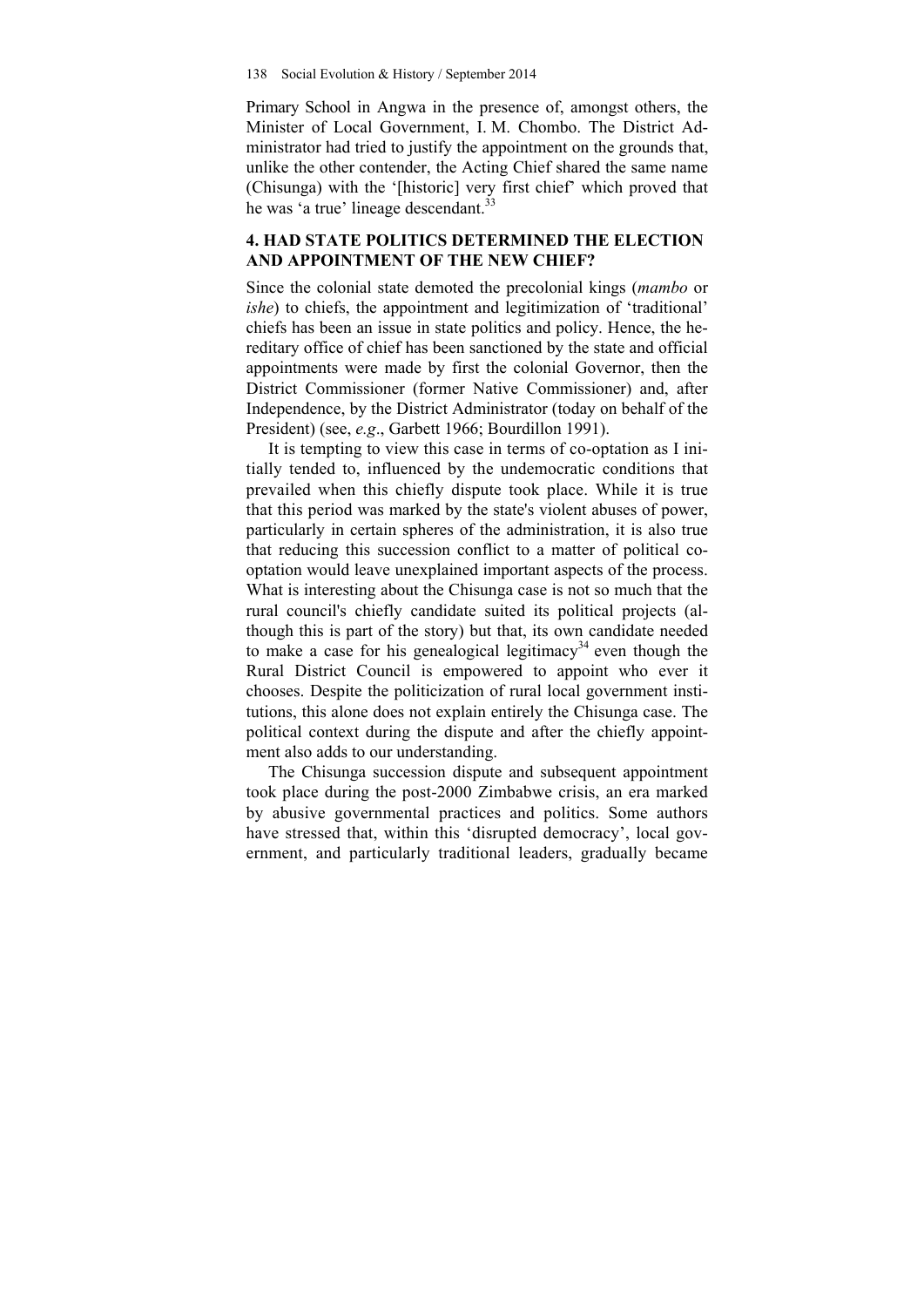Primary School in Angwa in the presence of, amongst others, the Minister of Local Government, I. M. Chombo. The District Administrator had tried to justify the appointment on the grounds that, unlike the other contender, the Acting Chief shared the same name (Chisunga) with the '[historic] very first chief' which proved that he was 'a true' lineage descendant.[33]

## 4. HAD STATE POLITICS DETERMINED THE ELECTION AND APPOINTMENT OF THE NEW CHIEF?

Since the colonial state demoted the precolonial kings (*mambo* or *ishe*) to chiefs, the appointment and legitimization of 'traditional' chiefs has been an issue in state politics and policy. Hence, the hereditary office of chief has been sanctioned by the state and official appointments were made by first the colonial Governor, then the District Commissioner (former Native Commissioner) and, after Independence, by the District Administrator (today on behalf of the President) (see, *e.g*., Garbett 1966; Bourdillon 1991).

It is tempting to view this case in terms of co-optation as I initially tended to, influenced by the undemocratic conditions that prevailed when this chiefly dispute took place. While it is true that this period was marked by the state's violent abuses of power, particularly in certain spheres of the administration, it is also true that reducing this succession conflict to a matter of political co-optation would leave unexplained important aspects of the process. What is interesting about the Chisunga case is not so much that the rural council's chiefly candidate suited its political projects (although this is part of the story) but that, its own candidate needed to make a case for his genealogical legitimacy[34] even though the Rural District Council is empowered to appoint who ever it chooses. Despite the politicization of rural local government institutions, this alone does not explain entirely the Chisunga case. The political context during the dispute and after the chiefly appointment also adds to our understanding.

The Chisunga succession dispute and subsequent appointment took place during the post-2000 Zimbabwe crisis, an era marked by abusive governmental practices and politics. Some authors have stressed that, within this 'disrupted democracy', local government, and particularly traditional leaders, gradually became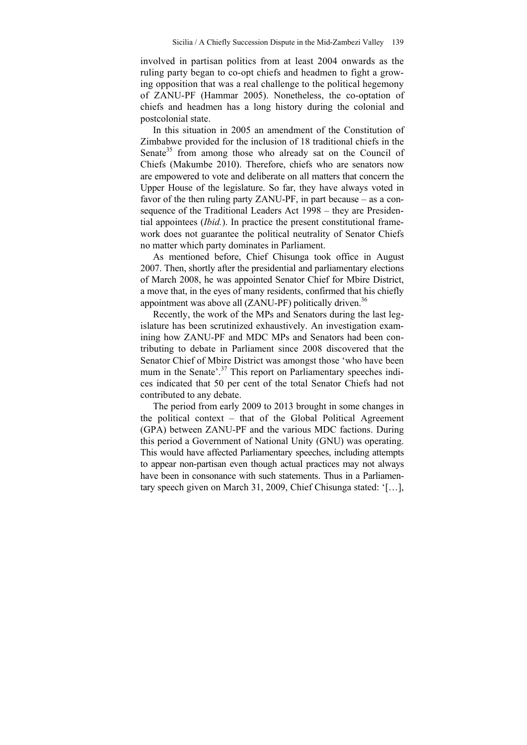involved in partisan politics from at least 2004 onwards as the ruling party began to co-opt chiefs and headmen to fight a growing opposition that was a real challenge to the political hegemony of ZANU-PF (Hammar 2005). Nonetheless, the co-optation of chiefs and headmen has a long history during the colonial and postcolonial state.

In this situation in 2005 an amendment of the Constitution of Zimbabwe provided for the inclusion of 18 traditional chiefs in the Senate[35] from among those who already sat on the Council of Chiefs (Makumbe 2010). Therefore, chiefs who are senators now are empowered to vote and deliberate on all matters that concern the Upper House of the legislature. So far, they have always voted in favor of the then ruling party ZANU-PF, in part because – as a consequence of the Traditional Leaders Act 1998 – they are Presidential appointees (*Ibid.*). In practice the present constitutional framework does not guarantee the political neutrality of Senator Chiefs no matter which party dominates in Parliament.

As mentioned before, Chief Chisunga took office in August 2007. Then, shortly after the presidential and parliamentary elections of March 2008, he was appointed Senator Chief for Mbire District, a move that, in the eyes of many residents, confirmed that his chiefly appointment was above all (ZANU-PF) politically driven.[36]

Recently, the work of the MPs and Senators during the last legislature has been scrutinized exhaustively. An investigation examining how ZANU-PF and MDC MPs and Senators had been contributing to debate in Parliament since 2008 discovered that the Senator Chief of Mbire District was amongst those 'who have been mum in the Senate'.[37] This report on Parliamentary speeches indices indicated that 50 per cent of the total Senator Chiefs had not contributed to any debate.

The period from early 2009 to 2013 brought in some changes in the political context – that of the Global Political Agreement (GPA) between ZANU-PF and the various MDC factions. During this period a Government of National Unity (GNU) was operating. This would have affected Parliamentary speeches, including attempts to appear non-partisan even though actual practices may not always have been in consonance with such statements. Thus in a Parliamentary speech given on March 31, 2009, Chief Chisunga stated: '[…],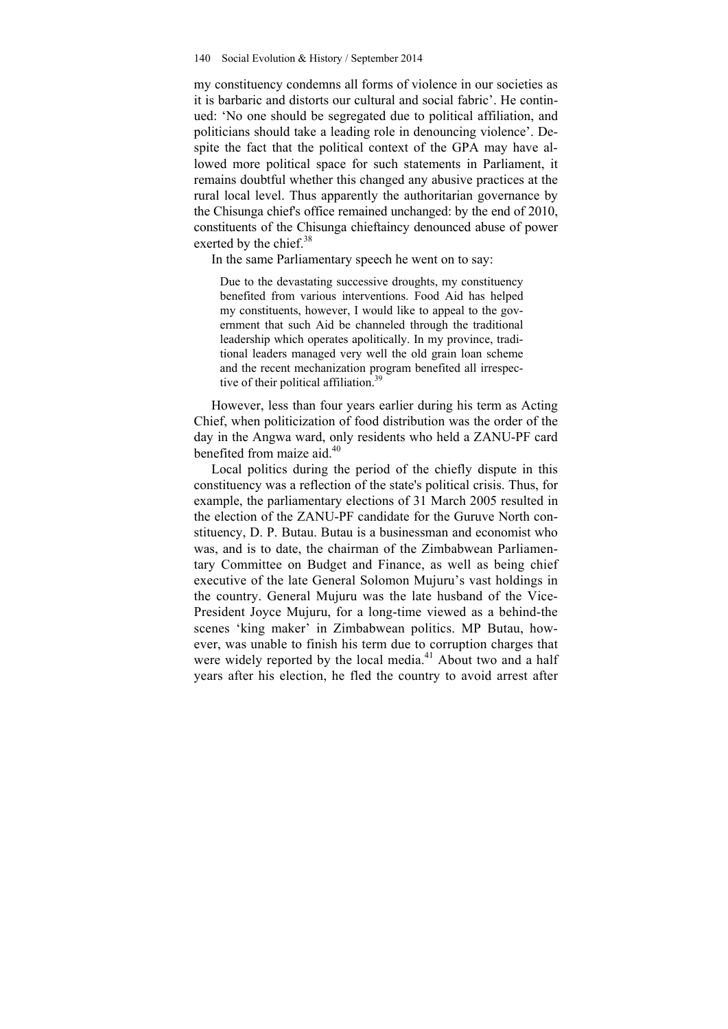my constituency condemns all forms of violence in our societies as it is barbaric and distorts our cultural and social fabric'. He continued: 'No one should be segregated due to political affiliation, and politicians should take a leading role in denouncing violence'. Despite the fact that the political context of the GPA may have allowed more political space for such statements in Parliament, it remains doubtful whether this changed any abusive practices at the rural local level. Thus apparently the authoritarian governance by the Chisunga chief's office remained unchanged: by the end of 2010, constituents of the Chisunga chieftaincy denounced abuse of power exerted by the chief.[38]

In the same Parliamentary speech he went on to say:

> Due to the devastating successive droughts, my constituency benefited from various interventions. Food Aid has helped my constituents, however, I would like to appeal to the government that such Aid be channeled through the traditional leadership which operates apolitically. In my province, traditional leaders managed very well the old grain loan scheme and the recent mechanization program benefited all irrespective of their political affiliation.[39]

However, less than four years earlier during his term as Acting Chief, when politicization of food distribution was the order of the day in the Angwa ward, only residents who held a ZANU-PF card benefited from maize aid.[40]

Local politics during the period of the chiefly dispute in this constituency was a reflection of the state's political crisis. Thus, for example, the parliamentary elections of 31 March 2005 resulted in the election of the ZANU-PF candidate for the Guruve North constituency, D. P. Butau. Butau is a businessman and economist who was, and is to date, the chairman of the Zimbabwean Parliamentary Committee on Budget and Finance, as well as being chief executive of the late General Solomon Mujuru's vast holdings in the country. General Mujuru was the late husband of the Vice-President Joyce Mujuru, for a long-time viewed as a behind-the scenes 'king maker' in Zimbabwean politics. MP Butau, however, was unable to finish his term due to corruption charges that were widely reported by the local media.[41] About two and a half years after his election, he fled the country to avoid arrest after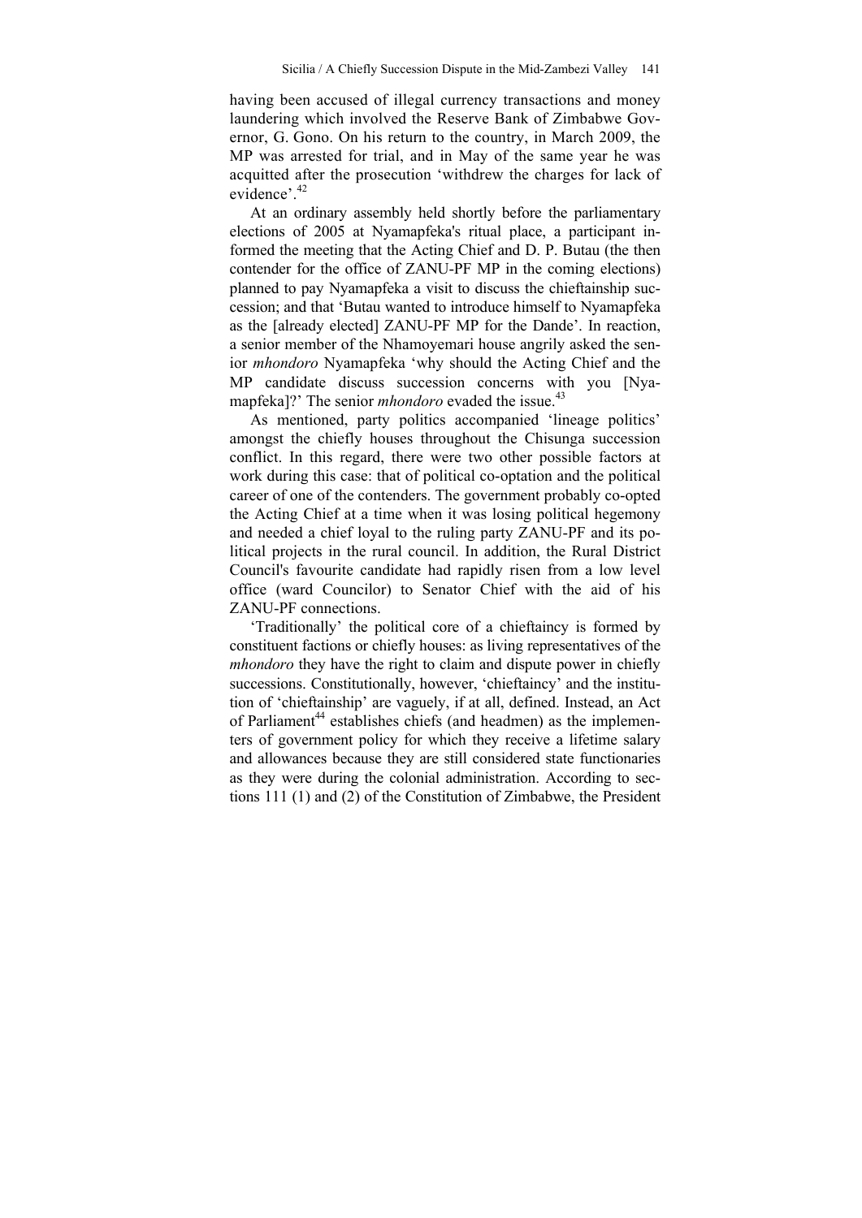having been accused of illegal currency transactions and money laundering which involved the Reserve Bank of Zimbabwe Governor, G. Gono. On his return to the country, in March 2009, the MP was arrested for trial, and in May of the same year he was acquitted after the prosecution 'withdrew the charges for lack of evidence'.[42]

At an ordinary assembly held shortly before the parliamentary elections of 2005 at Nyamapfeka's ritual place, a participant informed the meeting that the Acting Chief and D. P. Butau (the then contender for the office of ZANU-PF MP in the coming elections) planned to pay Nyamapfeka a visit to discuss the chieftainship succession; and that 'Butau wanted to introduce himself to Nyamapfeka as the [already elected] ZANU-PF MP for the Dande'. In reaction, a senior member of the Nhamoyemari house angrily asked the senior *mhondoro* Nyamapfeka 'why should the Acting Chief and the MP candidate discuss succession concerns with you [Nyamapfeka]?' The senior *mhondoro* evaded the issue.[43]

As mentioned, party politics accompanied 'lineage politics' amongst the chiefly houses throughout the Chisunga succession conflict. In this regard, there were two other possible factors at work during this case: that of political co-optation and the political career of one of the contenders. The government probably co-opted the Acting Chief at a time when it was losing political hegemony and needed a chief loyal to the ruling party ZANU-PF and its political projects in the rural council. In addition, the Rural District Council's favourite candidate had rapidly risen from a low level office (ward Councilor) to Senator Chief with the aid of his ZANU-PF connections.

'Traditionally' the political core of a chieftaincy is formed by constituent factions or chiefly houses: as living representatives of the *mhondoro* they have the right to claim and dispute power in chiefly successions. Constitutionally, however, 'chieftaincy' and the institution of 'chieftainship' are vaguely, if at all, defined. Instead, an Act of Parliament[44] establishes chiefs (and headmen) as the implementers of government policy for which they receive a lifetime salary and allowances because they are still considered state functionaries as they were during the colonial administration. According to sections 111 (1) and (2) of the Constitution of Zimbabwe, the President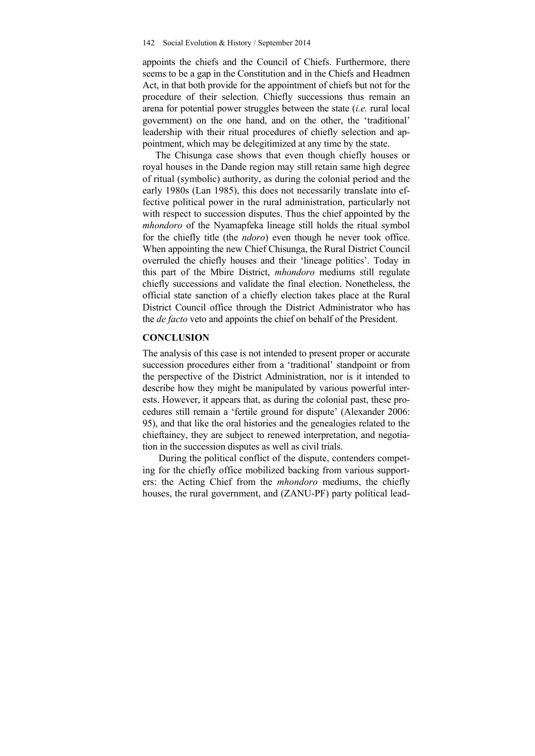appoints the chiefs and the Council of Chiefs. Furthermore, there seems to be a gap in the Constitution and in the Chiefs and Headmen Act, in that both provide for the appointment of chiefs but not for the procedure of their selection. Chiefly successions thus remain an arena for potential power struggles between the state (*i.e.* rural local government) on the one hand, and on the other, the 'traditional' leadership with their ritual procedures of chiefly selection and appointment, which may be delegitimized at any time by the state.

The Chisunga case shows that even though chiefly houses or royal houses in the Dande region may still retain same high degree of ritual (symbolic) authority, as during the colonial period and the early 1980s (Lan 1985), this does not necessarily translate into effective political power in the rural administration, particularly not with respect to succession disputes. Thus the chief appointed by the *mhondoro* of the Nyamapfeka lineage still holds the ritual symbol for the chiefly title (the *ndoro*) even though he never took office. When appointing the new Chief Chisunga, the Rural District Council overruled the chiefly houses and their 'lineage politics'. Today in this part of the Mbire District, *mhondoro* mediums still regulate chiefly successions and validate the final election. Nonetheless, the official state sanction of a chiefly election takes place at the Rural District Council office through the District Administrator who has the *de facto* veto and appoints the chief on behalf of the President.

## CONCLUSION

The analysis of this case is not intended to present proper or accurate succession procedures either from a 'traditional' standpoint or from the perspective of the District Administration, nor is it intended to describe how they might be manipulated by various powerful interests. However, it appears that, as during the colonial past, these procedures still remain a 'fertile ground for dispute' (Alexander 2006: 95), and that like the oral histories and the genealogies related to the chieftaincy, they are subject to renewed interpretation, and negotiation in the succession disputes as well as civil trials.

During the political conflict of the dispute, contenders competing for the chiefly office mobilized backing from various supporters: the Acting Chief from the *mhondoro* mediums, the chiefly houses, the rural government, and (ZANU-PF) party political lead-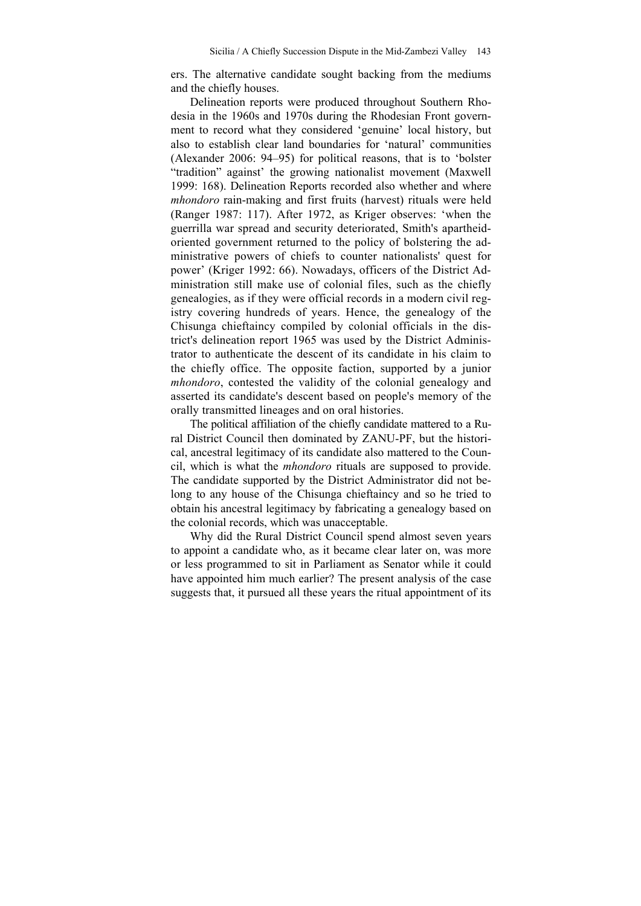ers. The alternative candidate sought backing from the mediums and the chiefly houses.

Delineation reports were produced throughout Southern Rhodesia in the 1960s and 1970s during the Rhodesian Front government to record what they considered 'genuine' local history, but also to establish clear land boundaries for 'natural' communities (Alexander 2006: 94–95) for political reasons, that is to 'bolster "tradition" against' the growing nationalist movement (Maxwell 1999: 168). Delineation Reports recorded also whether and where *mhondoro* rain-making and first fruits (harvest) rituals were held (Ranger 1987: 117). After 1972, as Kriger observes: 'when the guerrilla war spread and security deteriorated, Smith's apartheid-oriented government returned to the policy of bolstering the administrative powers of chiefs to counter nationalists' quest for power' (Kriger 1992: 66). Nowadays, officers of the District Administration still make use of colonial files, such as the chiefly genealogies, as if they were official records in a modern civil registry covering hundreds of years. Hence, the genealogy of the Chisunga chieftaincy compiled by colonial officials in the district's delineation report 1965 was used by the District Administrator to authenticate the descent of its candidate in his claim to the chiefly office. The opposite faction, supported by a junior *mhondoro*, contested the validity of the colonial genealogy and asserted its candidate's descent based on people's memory of the orally transmitted lineages and on oral histories.

The political affiliation of the chiefly candidate mattered to a Rural District Council then dominated by ZANU-PF, but the historical, ancestral legitimacy of its candidate also mattered to the Council, which is what the *mhondoro* rituals are supposed to provide. The candidate supported by the District Administrator did not belong to any house of the Chisunga chieftaincy and so he tried to obtain his ancestral legitimacy by fabricating a genealogy based on the colonial records, which was unacceptable.

Why did the Rural District Council spend almost seven years to appoint a candidate who, as it became clear later on, was more or less programmed to sit in Parliament as Senator while it could have appointed him much earlier? The present analysis of the case suggests that, it pursued all these years the ritual appointment of its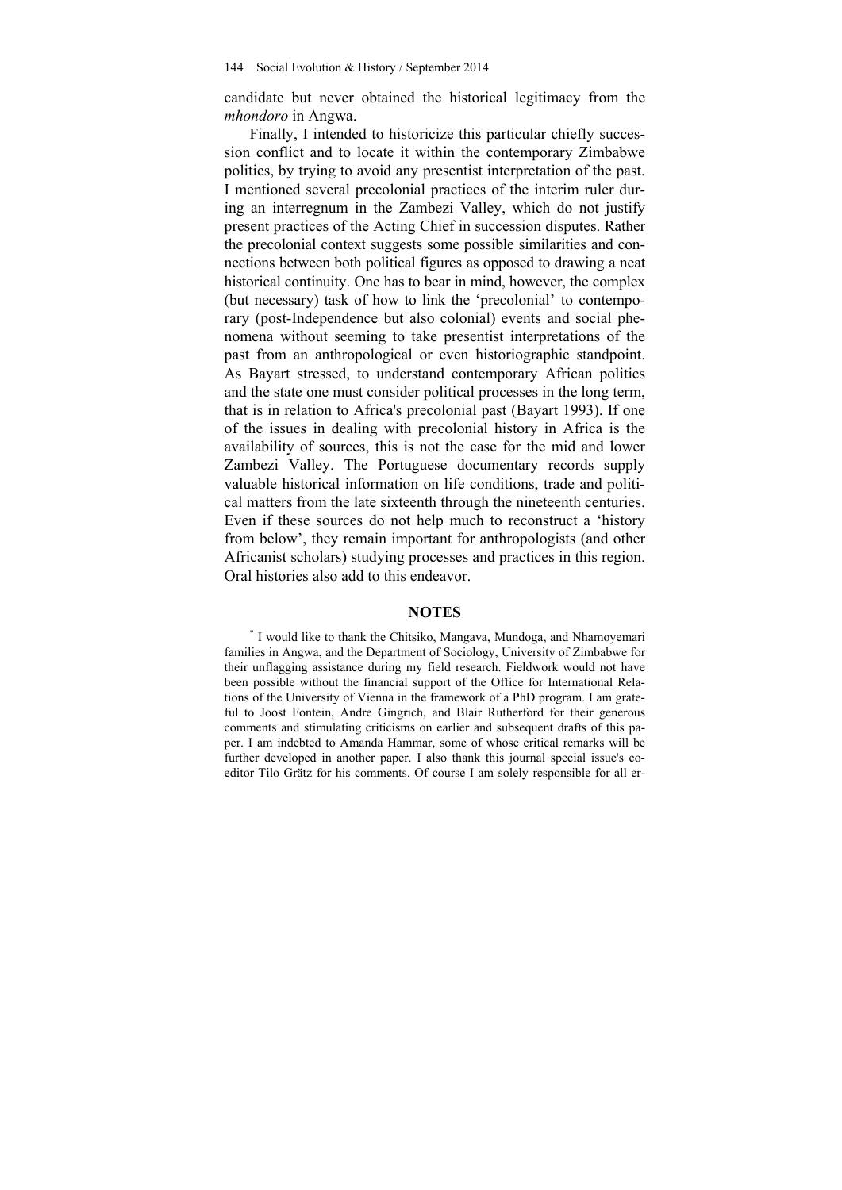candidate but never obtained the historical legitimacy from the *mhondoro* in Angwa.

Finally, I intended to historicize this particular chiefly succession conflict and to locate it within the contemporary Zimbabwe politics, by trying to avoid any presentist interpretation of the past. I mentioned several precolonial practices of the interim ruler during an interregnum in the Zambezi Valley, which do not justify present practices of the Acting Chief in succession disputes. Rather the precolonial context suggests some possible similarities and connections between both political figures as opposed to drawing a neat historical continuity. One has to bear in mind, however, the complex (but necessary) task of how to link the 'precolonial' to contemporary (post-Independence but also colonial) events and social phenomena without seeming to take presentist interpretations of the past from an anthropological or even historiographic standpoint. As Bayart stressed, to understand contemporary African politics and the state one must consider political processes in the long term, that is in relation to Africa's precolonial past (Bayart 1993). If one of the issues in dealing with precolonial history in Africa is the availability of sources, this is not the case for the mid and lower Zambezi Valley. The Portuguese documentary records supply valuable historical information on life conditions, trade and political matters from the late sixteenth through the nineteenth centuries. Even if these sources do not help much to reconstruct a 'history from below', they remain important for anthropologists (and other Africanist scholars) studying processes and practices in this region. Oral histories also add to this endeavor.

## NOTES

* I would like to thank the Chitsiko, Mangava, Mundoga, and Nhamoyemari families in Angwa, and the Department of Sociology, University of Zimbabwe for their unflagging assistance during my field research. Fieldwork would not have been possible without the financial support of the Office for International Relations of the University of Vienna in the framework of a PhD program. I am grateful to Joost Fontein, Andre Gingrich, and Blair Rutherford for their generous comments and stimulating criticisms on earlier and subsequent drafts of this paper. I am indebted to Amanda Hammar, some of whose critical remarks will be further developed in another paper. I also thank this journal special issue's coeditor Tilo Grätz for his comments. Of course I am solely responsible for all er-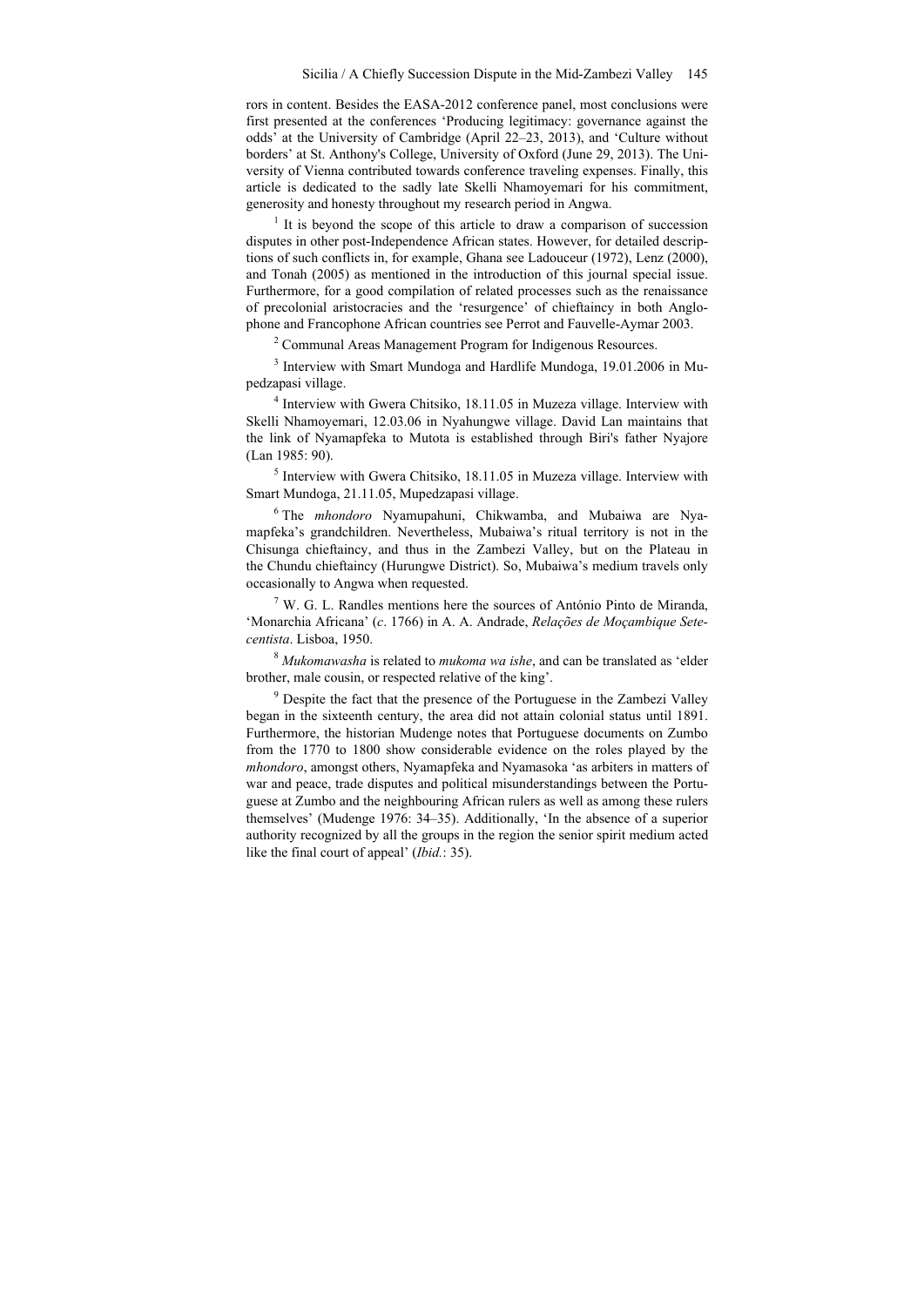rors in content. Besides the EASA-2012 conference panel, most conclusions were first presented at the conferences 'Producing legitimacy: governance against the odds' at the University of Cambridge (April 22–23, 2013), and 'Culture without borders' at St. Anthony's College, University of Oxford (June 29, 2013). The University of Vienna contributed towards conference traveling expenses. Finally, this article is dedicated to the sadly late Skelli Nhamoyemari for his commitment, generosity and honesty throughout my research period in Angwa.

[1] It is beyond the scope of this article to draw a comparison of succession disputes in other post-Independence African states. However, for detailed descriptions of such conflicts in, for example, Ghana see Ladouceur (1972), Lenz (2000), and Tonah (2005) as mentioned in the introduction of this journal special issue. Furthermore, for a good compilation of related processes such as the renaissance of precolonial aristocracies and the 'resurgence' of chieftaincy in both Anglophone and Francophone African countries see Perrot and Fauvelle-Aymar 2003.

[2] Communal Areas Management Program for Indigenous Resources.

[3] Interview with Smart Mundoga and Hardlife Mundoga, 19.01.2006 in Mupedzapasi village.

[4] Interview with Gwera Chitsiko, 18.11.05 in Muzeza village. Interview with Skelli Nhamoyemari, 12.03.06 in Nyahungwe village. David Lan maintains that the link of Nyamapfeka to Mutota is established through Biri's father Nyajore (Lan 1985: 90).

[5] Interview with Gwera Chitsiko, 18.11.05 in Muzeza village. Interview with Smart Mundoga, 21.11.05, Mupedzapasi village.

[6] The *mhondoro* Nyamupahuni, Chikwamba, and Mubaiwa are Nyamapfeka's grandchildren. Nevertheless, Mubaiwa's ritual territory is not in the Chisunga chieftaincy, and thus in the Zambezi Valley, but on the Plateau in the Chundu chieftaincy (Hurungwe District). So, Mubaiwa's medium travels only occasionally to Angwa when requested.

[7] W. G. L. Randles mentions here the sources of António Pinto de Miranda, 'Monarchia Africana' (*c*. 1766) in A. A. Andrade, *Relações de Moçambique Setecentista*. Lisboa, 1950.

[8] *Mukomawasha* is related to *mukoma wa ishe*, and can be translated as 'elder brother, male cousin, or respected relative of the king'.

[9] Despite the fact that the presence of the Portuguese in the Zambezi Valley began in the sixteenth century, the area did not attain colonial status until 1891. Furthermore, the historian Mudenge notes that Portuguese documents on Zumbo from the 1770 to 1800 show considerable evidence on the roles played by the *mhondoro*, amongst others, Nyamapfeka and Nyamasoka 'as arbiters in matters of war and peace, trade disputes and political misunderstandings between the Portuguese at Zumbo and the neighbouring African rulers as well as among these rulers themselves' (Mudenge 1976: 34–35). Additionally, 'In the absence of a superior authority recognized by all the groups in the region the senior spirit medium acted like the final court of appeal' (*Ibid.*: 35).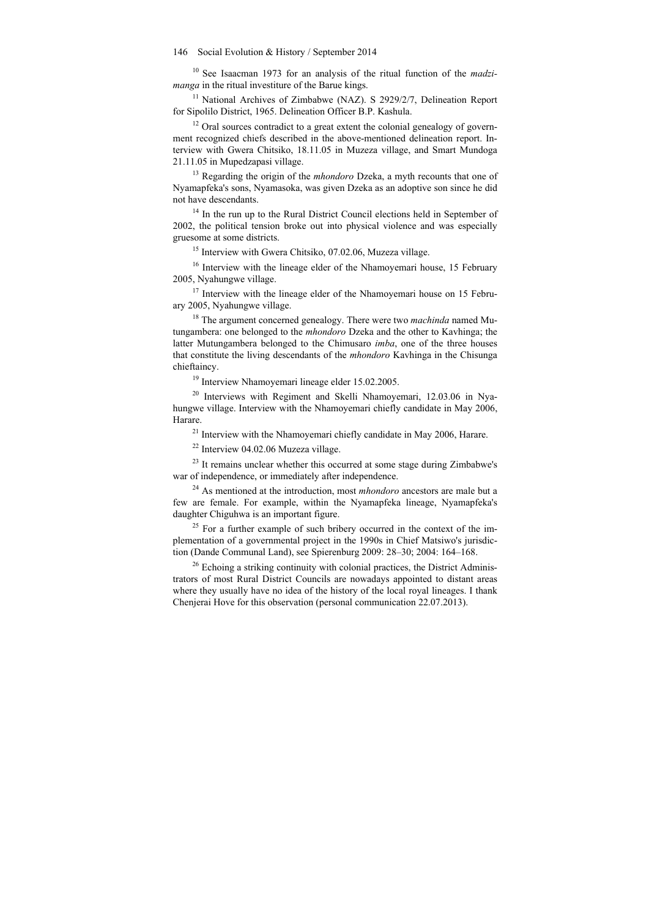[10] See Isaacman 1973 for an analysis of the ritual function of the *madzimanga* in the ritual investiture of the Barue kings.

[11] National Archives of Zimbabwe (NAZ). S 2929/2/7, Delineation Report for Sipolilo District, 1965. Delineation Officer B.P. Kashula.

[12] Oral sources contradict to a great extent the colonial genealogy of government recognized chiefs described in the above-mentioned delineation report. Interview with Gwera Chitsiko, 18.11.05 in Muzeza village, and Smart Mundoga 21.11.05 in Mupedzapasi village.

[13] Regarding the origin of the *mhondoro* Dzeka, a myth recounts that one of Nyamapfeka's sons, Nyamasoka, was given Dzeka as an adoptive son since he did not have descendants.

[14] In the run up to the Rural District Council elections held in September of 2002, the political tension broke out into physical violence and was especially gruesome at some districts.

[15] Interview with Gwera Chitsiko, 07.02.06, Muzeza village.

[16] Interview with the lineage elder of the Nhamoyemari house, 15 February 2005, Nyahungwe village.

[17] Interview with the lineage elder of the Nhamoyemari house on 15 February 2005, Nyahungwe village.

[18] The argument concerned genealogy. There were two *machinda* named Mutungambera: one belonged to the *mhondoro* Dzeka and the other to Kavhinga; the latter Mutungambera belonged to the Chimusaro *imba*, one of the three houses that constitute the living descendants of the *mhondoro* Kavhinga in the Chisunga chieftaincy.

[19] Interview Nhamoyemari lineage elder 15.02.2005.

[20] Interviews with Regiment and Skelli Nhamoyemari, 12.03.06 in Nyahungwe village. Interview with the Nhamoyemari chiefly candidate in May 2006, Harare.

[21] Interview with the Nhamoyemari chiefly candidate in May 2006, Harare.

[22] Interview 04.02.06 Muzeza village.

[23] It remains unclear whether this occurred at some stage during Zimbabwe's war of independence, or immediately after independence.

[24] As mentioned at the introduction, most *mhondoro* ancestors are male but a few are female. For example, within the Nyamapfeka lineage, Nyamapfeka's daughter Chiguhwa is an important figure.

[25] For a further example of such bribery occurred in the context of the implementation of a governmental project in the 1990s in Chief Matsiwo's jurisdiction (Dande Communal Land), see Spierenburg 2009: 28–30; 2004: 164–168.

[26] Echoing a striking continuity with colonial practices, the District Administrators of most Rural District Councils are nowadays appointed to distant areas where they usually have no idea of the history of the local royal lineages. I thank Chenjerai Hove for this observation (personal communication 22.07.2013).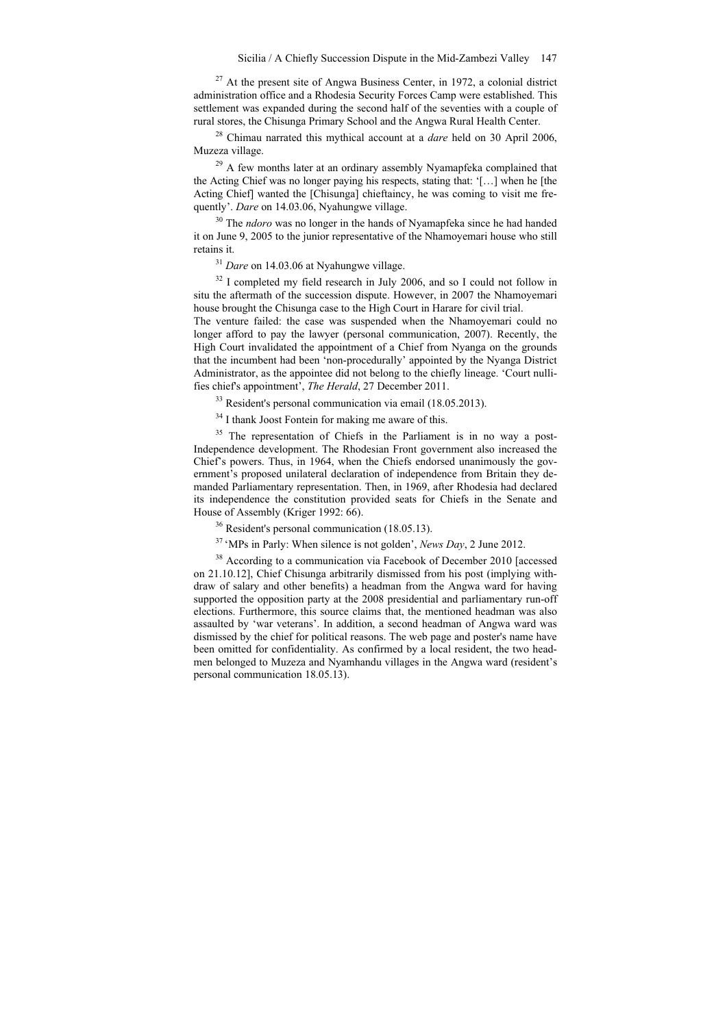[27] At the present site of Angwa Business Center, in 1972, a colonial district administration office and a Rhodesia Security Forces Camp were established. This settlement was expanded during the second half of the seventies with a couple of rural stores, the Chisunga Primary School and the Angwa Rural Health Center.

[28] Chimau narrated this mythical account at a *dare* held on 30 April 2006, Muzeza village.

[29] A few months later at an ordinary assembly Nyamapfeka complained that the Acting Chief was no longer paying his respects, stating that: '[…] when he [the Acting Chief] wanted the [Chisunga] chieftaincy, he was coming to visit me frequently'. *Dare* on 14.03.06, Nyahungwe village.

[30] The *ndoro* was no longer in the hands of Nyamapfeka since he had handed it on June 9, 2005 to the junior representative of the Nhamoyemari house who still retains it.

[31] *Dare* on 14.03.06 at Nyahungwe village.

[32] I completed my field research in July 2006, and so I could not follow in situ the aftermath of the succession dispute. However, in 2007 the Nhamoyemari house brought the Chisunga case to the High Court in Harare for civil trial.
The venture failed: the case was suspended when the Nhamoyemari could no longer afford to pay the lawyer (personal communication, 2007). Recently, the High Court invalidated the appointment of a Chief from Nyanga on the grounds that the incumbent had been 'non-procedurally' appointed by the Nyanga District Administrator, as the appointee did not belong to the chiefly lineage. 'Court nullifies chief's appointment', *The Herald*, 27 December 2011.

[33] Resident's personal communication via email (18.05.2013).

[34] I thank Joost Fontein for making me aware of this.

[35] The representation of Chiefs in the Parliament is in no way a post-Independence development. The Rhodesian Front government also increased the Chief's powers. Thus, in 1964, when the Chiefs endorsed unanimously the government's proposed unilateral declaration of independence from Britain they demanded Parliamentary representation. Then, in 1969, after Rhodesia had declared its independence the constitution provided seats for Chiefs in the Senate and House of Assembly (Kriger 1992: 66).

[36] Resident's personal communication (18.05.13).

[37] 'MPs in Parly: When silence is not golden', *News Day*, 2 June 2012.

[38] According to a communication via Facebook of December 2010 [accessed on 21.10.12], Chief Chisunga arbitrarily dismissed from his post (implying withdraw of salary and other benefits) a headman from the Angwa ward for having supported the opposition party at the 2008 presidential and parliamentary run-off elections. Furthermore, this source claims that, the mentioned headman was also assaulted by 'war veterans'. In addition, a second headman of Angwa ward was dismissed by the chief for political reasons. The web page and poster's name have been omitted for confidentiality. As confirmed by a local resident, the two headmen belonged to Muzeza and Nyamhandu villages in the Angwa ward (resident's personal communication 18.05.13).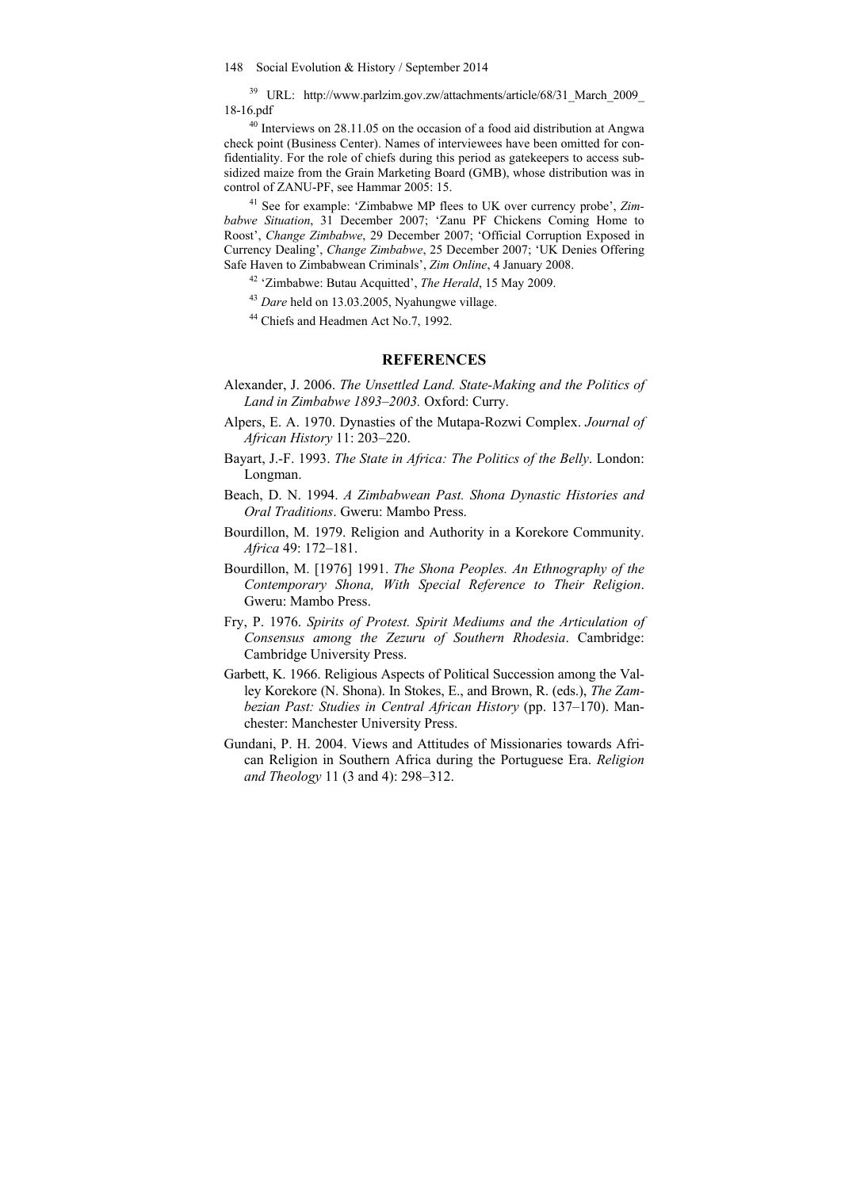[39] URL: http://www.parlzim.gov.zw/attachments/article/68/31_March_2009_18-16.pdf

[40] Interviews on 28.11.05 on the occasion of a food aid distribution at Angwa check point (Business Center). Names of interviewees have been omitted for confidentiality. For the role of chiefs during this period as gatekeepers to access subsidized maize from the Grain Marketing Board (GMB), whose distribution was in control of ZANU-PF, see Hammar 2005: 15.

[41] See for example: 'Zimbabwe MP flees to UK over currency probe', *Zimbabwe Situation*, 31 December 2007; 'Zanu PF Chickens Coming Home to Roost', *Change Zimbabwe*, 29 December 2007; 'Official Corruption Exposed in Currency Dealing', *Change Zimbabwe*, 25 December 2007; 'UK Denies Offering Safe Haven to Zimbabwean Criminals', *Zim Online*, 4 January 2008.

[42] 'Zimbabwe: Butau Acquitted', *The Herald*, 15 May 2009.

[43] *Dare* held on 13.03.2005, Nyahungwe village.

[44] Chiefs and Headmen Act No.7, 1992.

## REFERENCES

Alexander, J. 2006. *The Unsettled Land. State-Making and the Politics of Land in Zimbabwe 1893–2003.* Oxford: Curry.

Alpers, E. A. 1970. Dynasties of the Mutapa-Rozwi Complex. *Journal of African History* 11: 203–220.

Bayart, J.-F. 1993. *The State in Africa: The Politics of the Belly*. London: Longman.

Beach, D. N. 1994. *A Zimbabwean Past. Shona Dynastic Histories and Oral Traditions*. Gweru: Mambo Press.

Bourdillon, M. 1979. Religion and Authority in a Korekore Community. *Africa* 49: 172–181.

Bourdillon, M. [1976] 1991. *The Shona Peoples. An Ethnography of the Contemporary Shona, With Special Reference to Their Religion*. Gweru: Mambo Press.

Fry, P. 1976. *Spirits of Protest. Spirit Mediums and the Articulation of Consensus among the Zezuru of Southern Rhodesia*. Cambridge: Cambridge University Press.

Garbett, K. 1966. Religious Aspects of Political Succession among the Valley Korekore (N. Shona). In Stokes, E., and Brown, R. (eds.), *The Zambezian Past: Studies in Central African History* (pp. 137–170). Manchester: Manchester University Press.

Gundani, P. H. 2004. Views and Attitudes of Missionaries towards African Religion in Southern Africa during the Portuguese Era. *Religion and Theology* 11 (3 and 4): 298–312.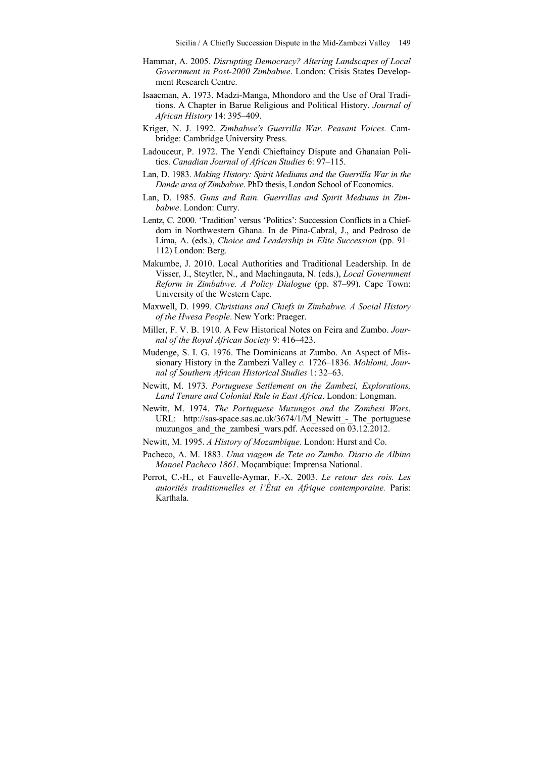Hammar, A. 2005. *Disrupting Democracy? Altering Landscapes of Local Government in Post-2000 Zimbabwe*. London: Crisis States Development Research Centre.

Isaacman, A. 1973. Madzi-Manga, Mhondoro and the Use of Oral Traditions. A Chapter in Barue Religious and Political History. *Journal of African History* 14: 395–409.

Kriger, N. J. 1992. *Zimbabwe's Guerrilla War. Peasant Voices.* Cambridge: Cambridge University Press.

Ladouceur, P. 1972. The Yendi Chieftaincy Dispute and Ghanaian Politics. *Canadian Journal of African Studies* 6: 97–115.

Lan, D. 1983. *Making History: Spirit Mediums and the Guerrilla War in the Dande area of Zimbabwe*. PhD thesis, London School of Economics.

Lan, D. 1985. *Guns and Rain. Guerrillas and Spirit Mediums in Zimbabwe*. London: Curry.

Lentz, C. 2000. 'Tradition' versus 'Politics': Succession Conflicts in a Chiefdom in Northwestern Ghana. In de Pina-Cabral, J., and Pedroso de Lima, A. (eds.), *Choice and Leadership in Elite Succession* (pp. 91–112) London: Berg.

Makumbe, J. 2010. Local Authorities and Traditional Leadership. In de Visser, J., Steytler, N., and Machingauta, N. (eds.), *Local Government Reform in Zimbabwe. A Policy Dialogue* (pp. 87–99). Cape Town: University of the Western Cape.

Maxwell, D. 1999. *Christians and Chiefs in Zimbabwe. A Social History of the Hwesa People*. New York: Praeger.

Miller, F. V. B. 1910. A Few Historical Notes on Feira and Zumbo. *Journal of the Royal African Society* 9: 416–423.

Mudenge, S. I. G. 1976. The Dominicans at Zumbo. An Aspect of Missionary History in the Zambezi Valley *c.* 1726–1836. *Mohlomi, Journal of Southern African Historical Studies* 1: 32–63.

Newitt, M. 1973. *Portuguese Settlement on the Zambezi, Explorations, Land Tenure and Colonial Rule in East Africa*. London: Longman.

Newitt, M. 1974. *The Portuguese Muzungos and the Zambesi Wars*. URL: http://sas-space.sas.ac.uk/3674/1/M_Newitt_-_The_portuguese muzungos_and_the_zambesi_wars.pdf. Accessed on 03.12.2012.

Newitt, M. 1995. *A History of Mozambique*. London: Hurst and Co.

Pacheco, A. M. 1883. *Uma viagem de Tete ao Zumbo. Diario de Albino Manoel Pacheco 1861*. Moçambique: Imprensa National.

Perrot, C.-H., et Fauvelle-Aymar, F.-X. 2003. *Le retour des rois. Les autorités traditionnelles et l'État en Afrique contemporaine.* Paris: Karthala.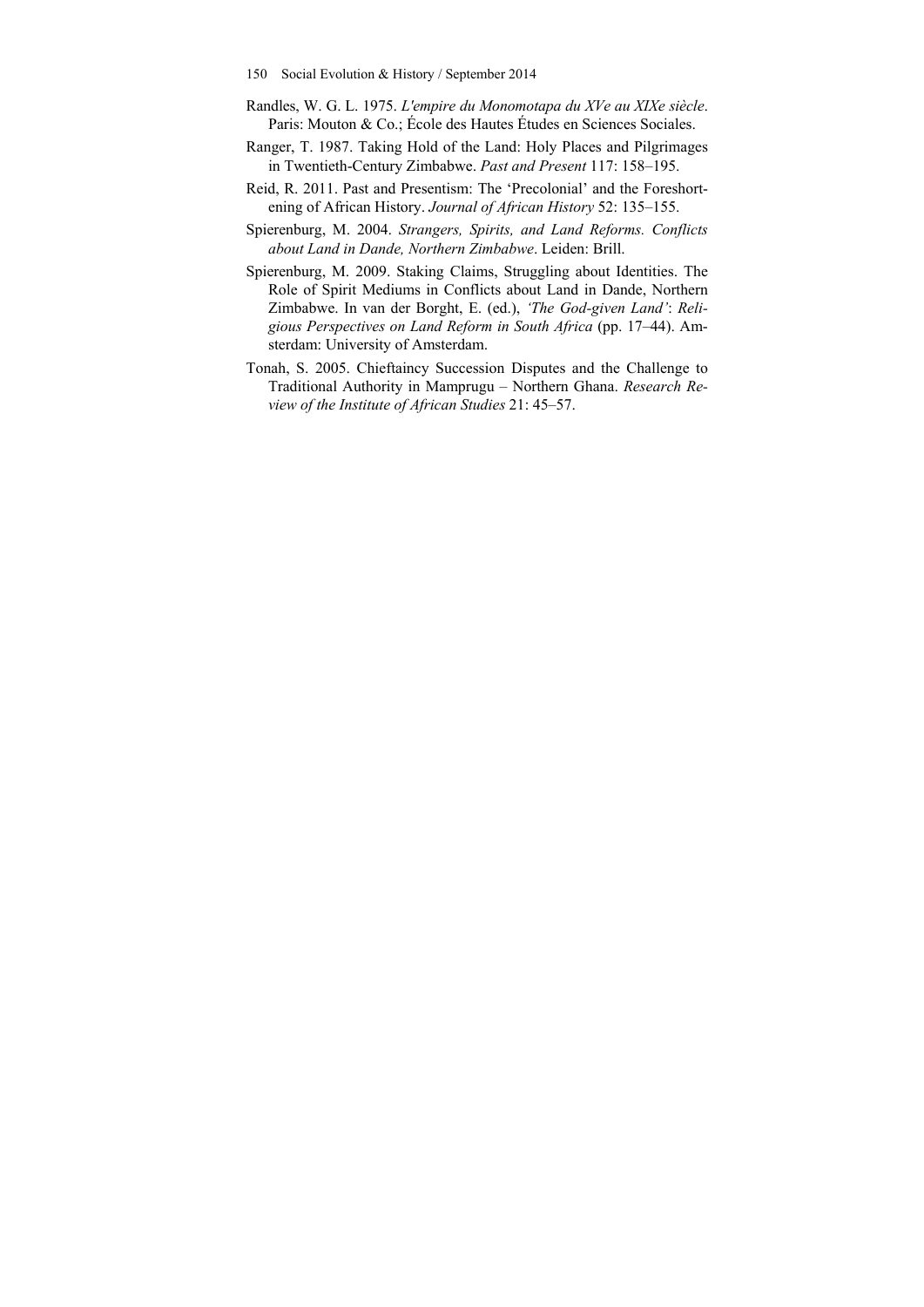Randles, W. G. L. 1975. *L'empire du Monomotapa du XVe au XIXe siècle*. Paris: Mouton & Co.; École des Hautes Études en Sciences Sociales.

Ranger, T. 1987. Taking Hold of the Land: Holy Places and Pilgrimages in Twentieth-Century Zimbabwe. *Past and Present* 117: 158–195.

Reid, R. 2011. Past and Presentism: The 'Precolonial' and the Foreshortening of African History. *Journal of African History* 52: 135–155.

Spierenburg, M. 2004. *Strangers, Spirits, and Land Reforms. Conflicts about Land in Dande, Northern Zimbabwe*. Leiden: Brill.

Spierenburg, M. 2009. Staking Claims, Struggling about Identities. The Role of Spirit Mediums in Conflicts about Land in Dande, Northern Zimbabwe. In van der Borght, E. (ed.), *'The God-given Land'*: *Religious Perspectives on Land Reform in South Africa* (pp. 17–44). Amsterdam: University of Amsterdam.

Tonah, S. 2005. Chieftaincy Succession Disputes and the Challenge to Traditional Authority in Mamprugu – Northern Ghana. *Research Review of the Institute of African Studies* 21: 45–57.